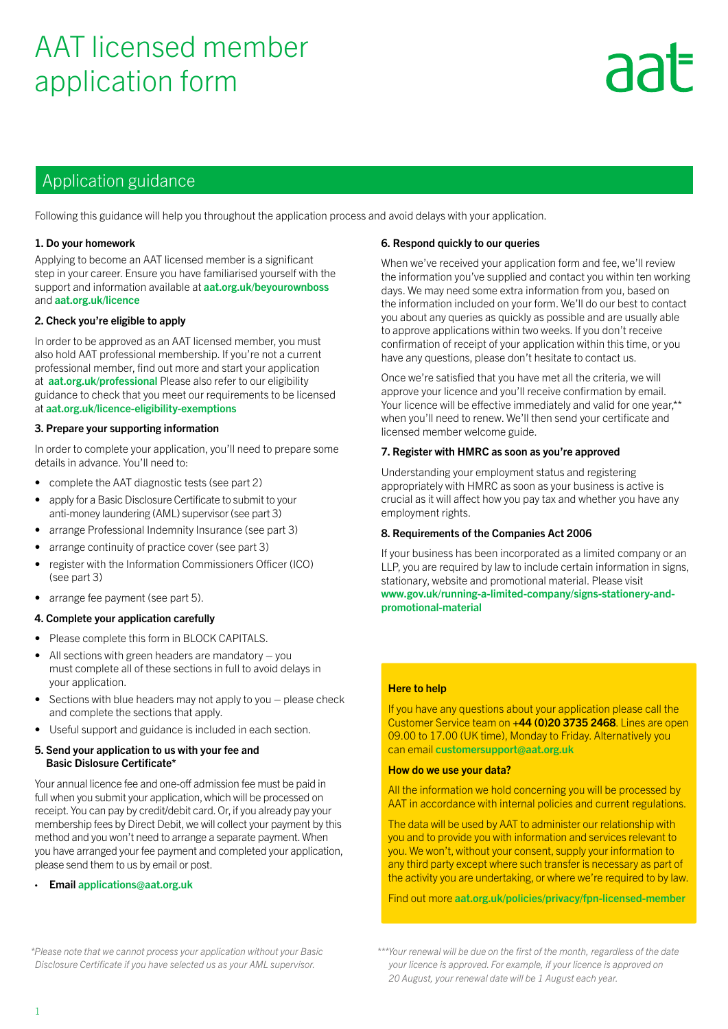# AAT licensed member application form

aat

## Application guidance

Following this guidance will help you throughout the application process and avoid delays with your application.

### 1. Do your homework

Applying to become an AAT licensed member is a significant step in your career. Ensure you have familiarised yourself with the support and information available at **aat.org.uk/beyourownboss** and **aat.org.uk/licence**

### 2. Check you're eligible to apply

In order to be approved as an AAT licensed member, you must also hold AAT professional membership. If you're not a current professional member, find out more and start your application at **aat.org.uk/professional** Please also refer to our eligibility guidance to check that you meet our requirements to be licensed at **aat.org.uk/licence-eligibility-exemptions**

### 3. Prepare your supporting information

In order to complete your application, you'll need to prepare some details in advance. You'll need to:

- complete the AAT diagnostic tests (see part 2)
- apply for a Basic Disclosure Certificate to submit to your anti-money laundering (AML) supervisor (see part 3)
- arrange Professional Indemnity Insurance (see part 3)
- arrange continuity of practice cover (see part 3)
- register with the Information Commissioners Officer (ICO) (see part 3)
- arrange fee payment (see part 5).

### 4. Complete your application carefully

- Please complete this form in BLOCK CAPITALS.
- All sections with green headers are mandatory – you must complete all of these sections in full to avoid delays in your application.
- Sections with blue headers may not apply to you – please check and complete the sections that apply.
- Useful support and guidance is included in each section.

### 5. Send your application to us with your fee and Basic Dislosure Certificate*

Your annual licence fee and one-off admission fee must be paid in full when you submit your application, which will be processed on receipt. You can pay by credit/debit card. Or, if you already pay your membership fees by Direct Debit, we will collect your payment by this method and you won't need to arrange a separate payment. When you have arranged your fee payment and completed your application, please send them to us by email or post.

- **Email applications@aat.org.uk**

*\*Please note that we cannot process your application without your Basic Disclosure Certificate if you have selected us as your AML supervisor.*

### 6. Respond quickly to our queries

When we've received your application form and fee, we'll review the information you've supplied and contact you within ten working days. We may need some extra information from you, based on the information included on your form. We'll do our best to contact you about any queries as quickly as possible and are usually able to approve applications within two weeks. If you don't receive confirmation of receipt of your application within this time, or you have any questions, please don't hesitate to contact us.

Once we're satisfied that you have met all the criteria, we will approve your licence and you'll receive confirmation by email. Your licence will be effective immediately and valid for one year,** when you'll need to renew. We'll then send your certificate and licensed member welcome guide.

### 7. Register with HMRC as soon as you're approved

Understanding your employment status and registering appropriately with HMRC as soon as your business is active is crucial as it will affect how you pay tax and whether you have any employment rights.

### 8. Requirements of the Companies Act 2006

If your business has been incorporated as a limited company or an LLP, you are required by law to include certain information in signs, stationary, website and promotional material. Please visit **www.gov.uk/running-a-limited-company/signs-stationery-and-promotional-material**

**Here to help**

If you have any questions about your application please call the Customer Service team on **+44 (0)20 3735 2468**. Lines are open 09.00 to 17.00 (UK time), Monday to Friday. Alternatively you can email **customersupport@aat.org.uk**

**How do we use your data?**

All the information we hold concerning you will be processed by AAT in accordance with internal policies and current regulations.

The data will be used by AAT to administer our relationship with you and to provide you with information and services relevant to you. We won't, without your consent, supply your information to any third party except where such transfer is necessary as part of the activity you are undertaking, or where we're required to by law.

Find out more **aat.org.uk/policies/privacy/fpn-licensed-member**

*\*\*\*Your renewal will be due on the first of the month, regardless of the date your licence is approved. For example, if your licence is approved on 20 August, your renewal date will be 1 August each year.*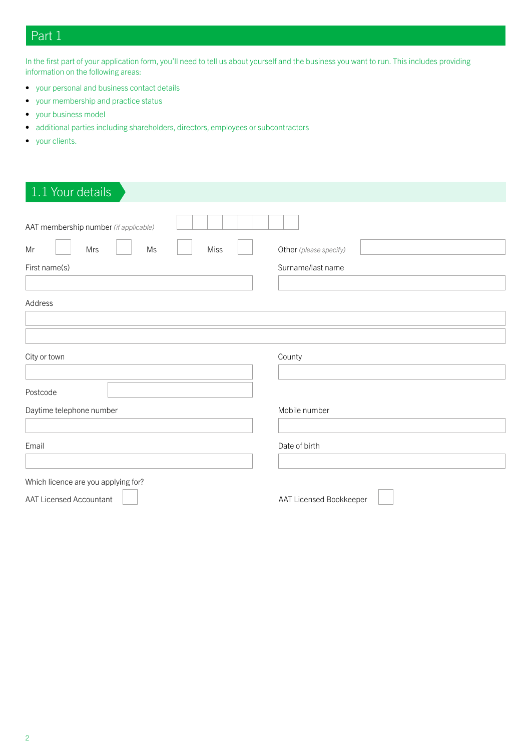# Part 1

In the first part of your application form, you'll need to tell us about yourself and the business you want to run. This includes providing information on the following areas:

- your personal and business contact details
- your membership and practice status
- your business model
- additional parties including shareholders, directors, employees or subcontractors
- your clients.

## 1.1 Your details

AAT membership number *(if applicable)*

Mr ☐ Mrs ☐ Ms ☐ Miss ☐ Other *(please specify)*

First name(s)

Surname/last name

Address

City or town

County

Postcode

Daytime telephone number

Mobile number

Email

Date of birth

Which licence are you applying for?

AAT Licensed Accountant ☐

AAT Licensed Bookkeeper ☐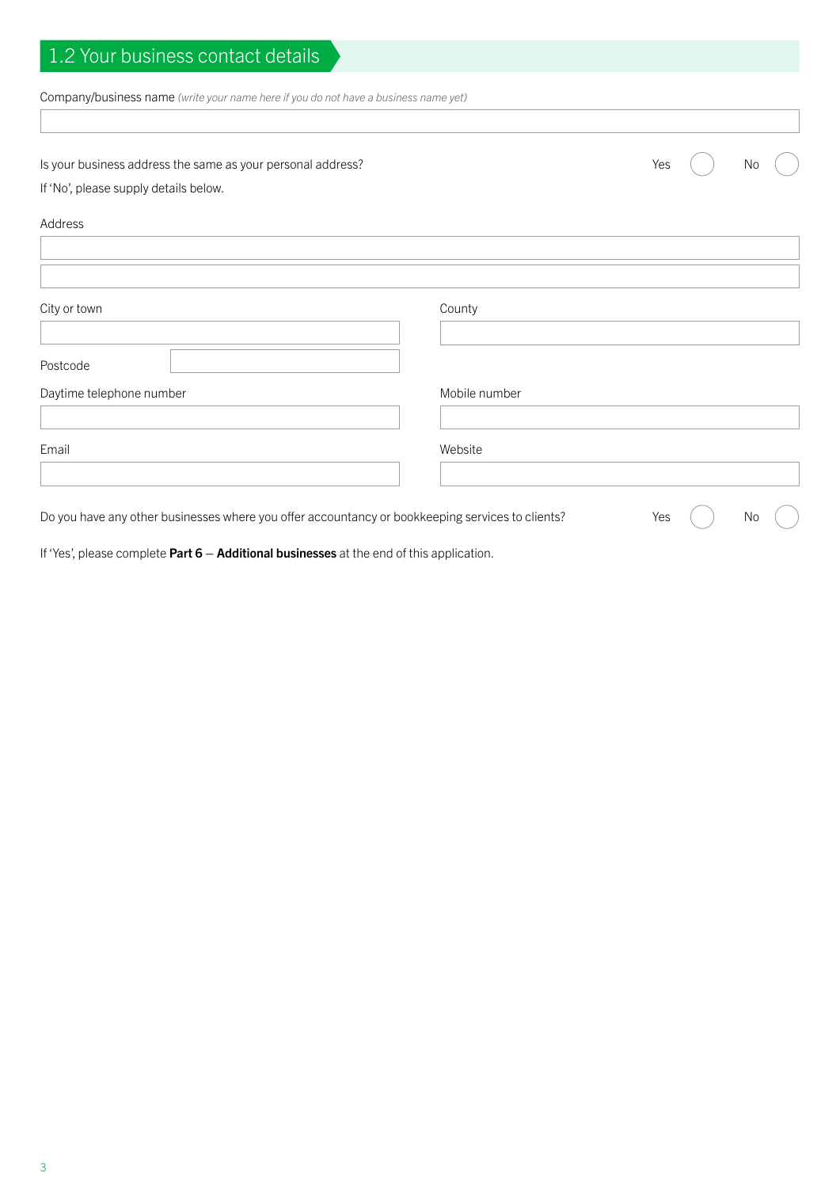## 1.2 Your business contact details

Company/business name *(write your name here if you do not have a business name yet)*

Is your business address the same as your personal address? Yes ◯ No ◯

If 'No', please supply details below.

Address

City or town

County

Postcode

Daytime telephone number

Mobile number

Email

Website

Do you have any other businesses where you offer accountancy or bookkeeping services to clients? Yes ◯ No ◯

If 'Yes', please complete **Part 6** – **Additional businesses** at the end of this application.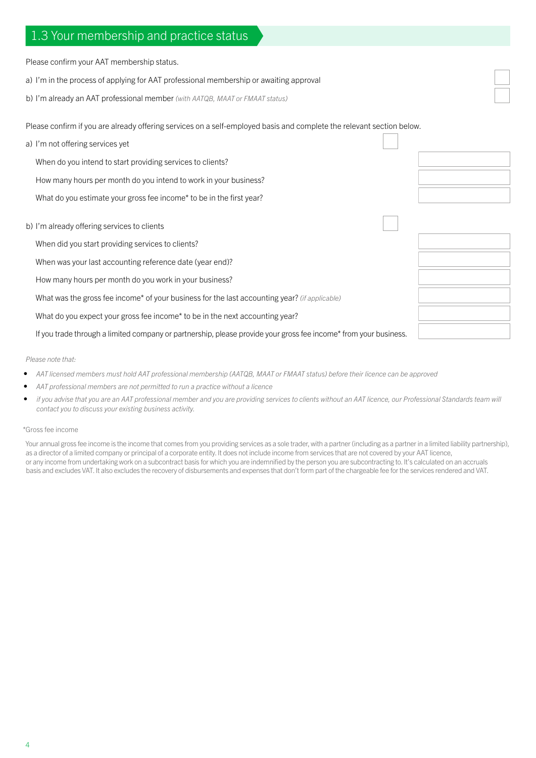## 1.3 Your membership and practice status

Please confirm your AAT membership status.

a) I'm in the process of applying for AAT professional membership or awaiting approval

b) I'm already an AAT professional member *(with AATQB, MAAT or FMAAT status)*

Please confirm if you are already offering services on a self-employed basis and complete the relevant section below.

a) I'm not offering services yet

When do you intend to start providing services to clients?

How many hours per month do you intend to work in your business?

What do you estimate your gross fee income* to be in the first year?

b) I'm already offering services to clients

When did you start providing services to clients?

When was your last accounting reference date (year end)?

How many hours per month do you work in your business?

What was the gross fee income* of your business for the last accounting year? *(if applicable)*

What do you expect your gross fee income* to be in the next accounting year?

If you trade through a limited company or partnership, please provide your gross fee income* from your business.

*Please note that:*

- *AAT licensed members must hold AAT professional membership (AATQB, MAAT or FMAAT status) before their licence can be approved*
- *AAT professional members are not permitted to run a practice without a licence*
- *if you advise that you are an AAT professional member and you are providing services to clients without an AAT licence, our Professional Standards team will contact you to discuss your existing business activity.*

*Gross fee income

Your annual gross fee income is the income that comes from you providing services as a sole trader, with a partner (including as a partner in a limited liability partnership), as a director of a limited company or principal of a corporate entity. It does not include income from services that are not covered by your AAT licence, or any income from undertaking work on a subcontract basis for which you are indemnified by the person you are subcontracting to. It's calculated on an accruals basis and excludes VAT. It also excludes the recovery of disbursements and expenses that don't form part of the chargeable fee for the services rendered and VAT.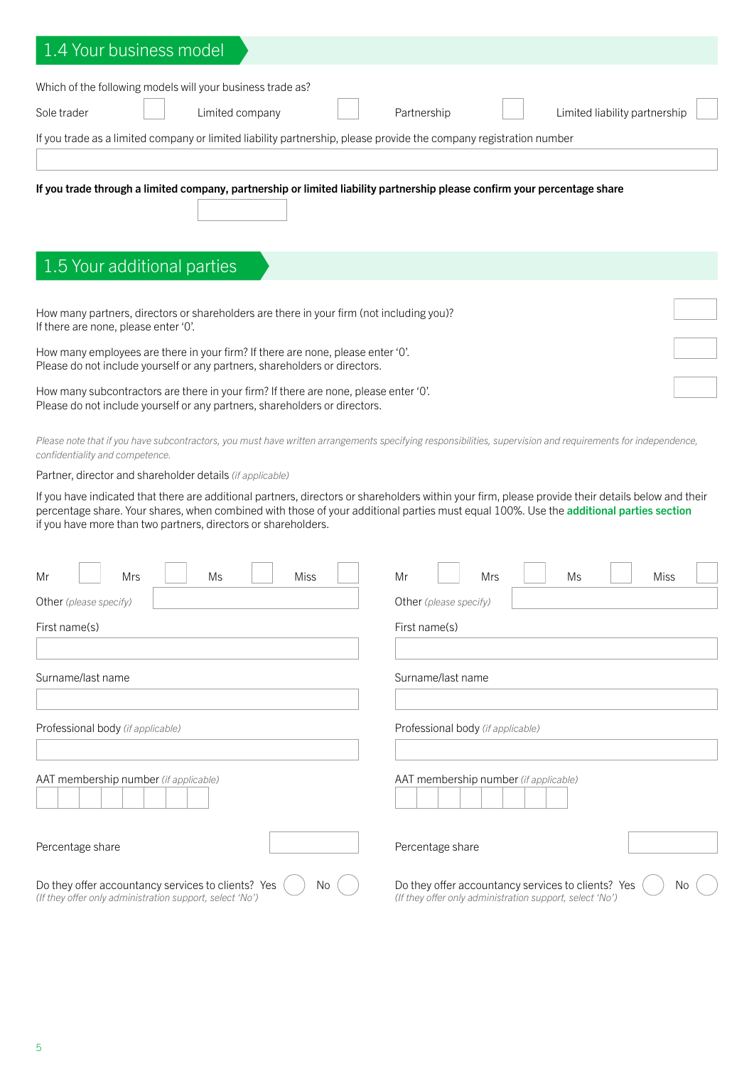## 1.4 Your business model

Which of the following models will your business trade as?

Sole trader ☐ Limited company ☐ Partnership ☐ Limited liability partnership ☐

If you trade as a limited company or limited liability partnership, please provide the company registration number

**If you trade through a limited company, partnership or limited liability partnership please confirm your percentage share**

## 1.5 Your additional parties

How many partners, directors or shareholders are there in your firm (not including you)?
If there are none, please enter '0'.

How many employees are there in your firm? If there are none, please enter '0'.
Please do not include yourself or any partners, shareholders or directors.

How many subcontractors are there in your firm? If there are none, please enter '0'.
Please do not include yourself or any partners, shareholders or directors.

*Please note that if you have subcontractors, you must have written arrangements specifying responsibilities, supervision and requirements for independence, confidentiality and competence.*

Partner, director and shareholder details *(if applicable)*

If you have indicated that there are additional partners, directors or shareholders within your firm, please provide their details below and their percentage share. Your shares, when combined with those of your additional parties must equal 100%. Use the **additional parties section** if you have more than two partners, directors or shareholders.

Mr ☐ Mrs ☐ Ms ☐ Miss ☐

Other *(please specify)*

First name(s)

Surname/last name

Professional body *(if applicable)*

AAT membership number *(if applicable)*

Percentage share

Do they offer accountancy services to clients? Yes ◯ No ◯
*(If they offer only administration support, select 'No')*

Mr ☐ Mrs ☐ Ms ☐ Miss ☐

Other *(please specify)*

First name(s)

Surname/last name

Professional body *(if applicable)*

AAT membership number *(if applicable)*

Percentage share

Do they offer accountancy services to clients? Yes ◯ No ◯
*(If they offer only administration support, select 'No')*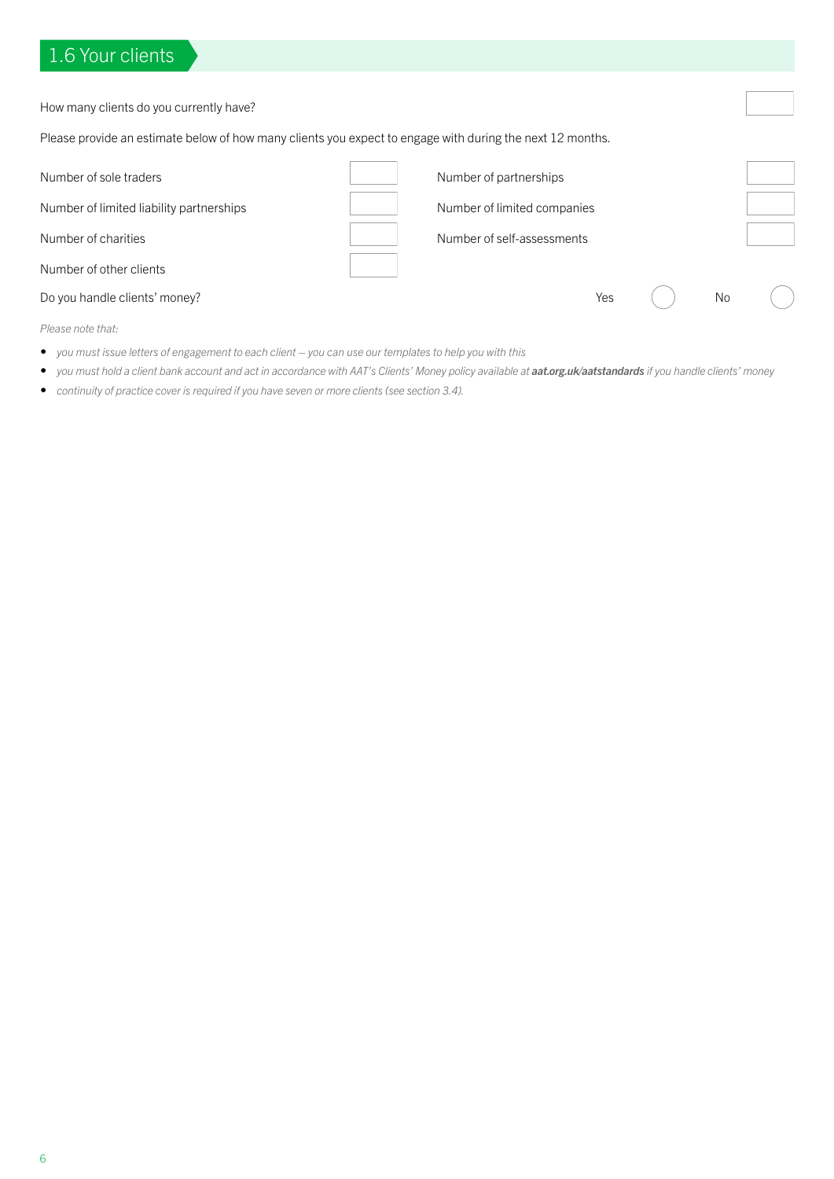## 1.6 Your clients

How many clients do you currently have?

Please provide an estimate below of how many clients you expect to engage with during the next 12 months.

| | | | |
|---|---|---|---|
| Number of sole traders | | Number of partnerships | |
| Number of limited liability partnerships | | Number of limited companies | |
| Number of charities | | Number of self-assessments | |
| Number of other clients | | | |

Do you handle clients' money? Yes ◯ No ◯

*Please note that:*

- *you must issue letters of engagement to each client – you can use our templates to help you with this*
- *you must hold a client bank account and act in accordance with AAT's Clients' Money policy available at* ***aat.org.uk/aatstandards*** *if you handle clients' money*
- *continuity of practice cover is required if you have seven or more clients (see section 3.4).*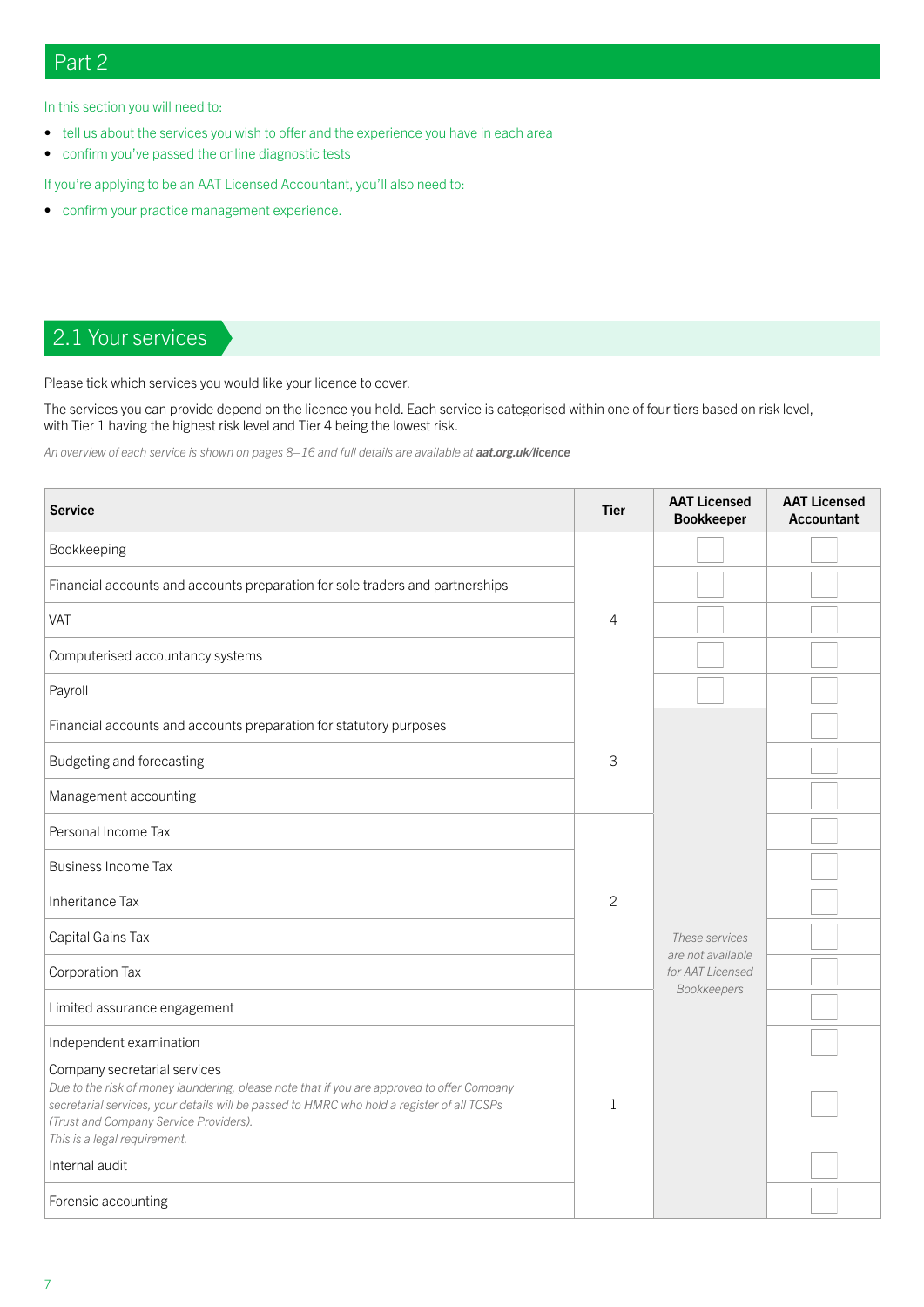# Part 2

In this section you will need to:

- tell us about the services you wish to offer and the experience you have in each area
- confirm you've passed the online diagnostic tests

If you're applying to be an AAT Licensed Accountant, you'll also need to:

- confirm your practice management experience.

## 2.1 Your services

Please tick which services you would like your licence to cover.

The services you can provide depend on the licence you hold. Each service is categorised within one of four tiers based on risk level, with Tier 1 having the highest risk level and Tier 4 being the lowest risk.

*An overview of each service is shown on pages 8–16 and full details are available at **aat.org.uk/licence***

| Service | Tier | AAT Licensed Bookkeeper | AAT Licensed Accountant |
|---|---|---|---|
| Bookkeeping | 4 | ☐ | ☐ |
| Financial accounts and accounts preparation for sole traders and partnerships | 4 | ☐ | ☐ |
| VAT | 4 | ☐ | ☐ |
| Computerised accountancy systems | 4 | ☐ | ☐ |
| Payroll | 4 | ☐ | ☐ |
| Financial accounts and accounts preparation for statutory purposes | 3 | *These services are not available for AAT Licensed Bookkeepers* | ☐ |
| Budgeting and forecasting | 3 | | ☐ |
| Management accounting | 3 | | ☐ |
| Personal Income Tax | 2 | | ☐ |
| Business Income Tax | 2 | | ☐ |
| Inheritance Tax | 2 | | ☐ |
| Capital Gains Tax | 2 | | ☐ |
| Corporation Tax | 2 | | ☐ |
| Limited assurance engagement | 1 | | ☐ |
| Independent examination | 1 | | ☐ |
| Company secretarial services<br>*Due to the risk of money laundering, please note that if you are approved to offer Company secretarial services, your details will be passed to HMRC who hold a register of all TCSPs (Trust and Company Service Providers).*<br>*This is a legal requirement.* | 1 | | ☐ |
| Internal audit | 1 | | ☐ |
| Forensic accounting | 1 | | ☐ |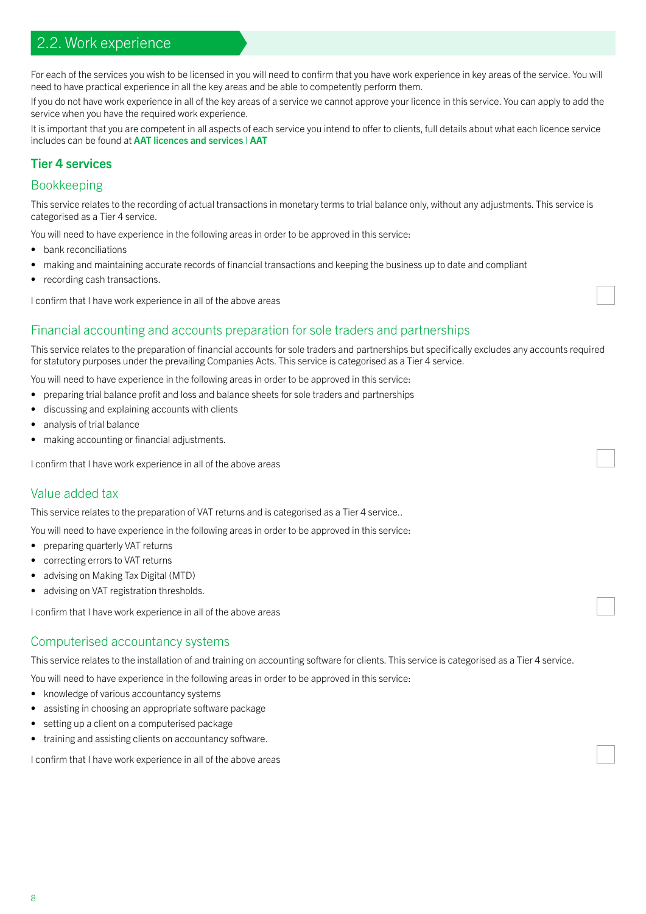## 2.2. Work experience

For each of the services you wish to be licensed in you will need to confirm that you have work experience in key areas of the service. You will need to have practical experience in all the key areas and be able to competently perform them.

If you do not have work experience in all of the key areas of a service we cannot approve your licence in this service. You can apply to add the service when you have the required work experience.

It is important that you are competent in all aspects of each service you intend to offer to clients, full details about what each licence service includes can be found at **AAT licences and services | AAT**

### Tier 4 services

#### Bookkeeping

This service relates to the recording of actual transactions in monetary terms to trial balance only, without any adjustments. This service is categorised as a Tier 4 service.

You will need to have experience in the following areas in order to be approved in this service:

- bank reconciliations
- making and maintaining accurate records of financial transactions and keeping the business up to date and compliant
- recording cash transactions.

I confirm that I have work experience in all of the above areas ☐

#### Financial accounting and accounts preparation for sole traders and partnerships

This service relates to the preparation of financial accounts for sole traders and partnerships but specifically excludes any accounts required for statutory purposes under the prevailing Companies Acts. This service is categorised as a Tier 4 service.

You will need to have experience in the following areas in order to be approved in this service:

- preparing trial balance profit and loss and balance sheets for sole traders and partnerships
- discussing and explaining accounts with clients
- analysis of trial balance
- making accounting or financial adjustments.

I confirm that I have work experience in all of the above areas ☐

#### Value added tax

This service relates to the preparation of VAT returns and is categorised as a Tier 4 service..

You will need to have experience in the following areas in order to be approved in this service:

- preparing quarterly VAT returns
- correcting errors to VAT returns
- advising on Making Tax Digital (MTD)
- advising on VAT registration thresholds.

I confirm that I have work experience in all of the above areas ☐

#### Computerised accountancy systems

This service relates to the installation of and training on accounting software for clients. This service is categorised as a Tier 4 service.

You will need to have experience in the following areas in order to be approved in this service:

- knowledge of various accountancy systems
- assisting in choosing an appropriate software package
- setting up a client on a computerised package
- training and assisting clients on accountancy software.

I confirm that I have work experience in all of the above areas ☐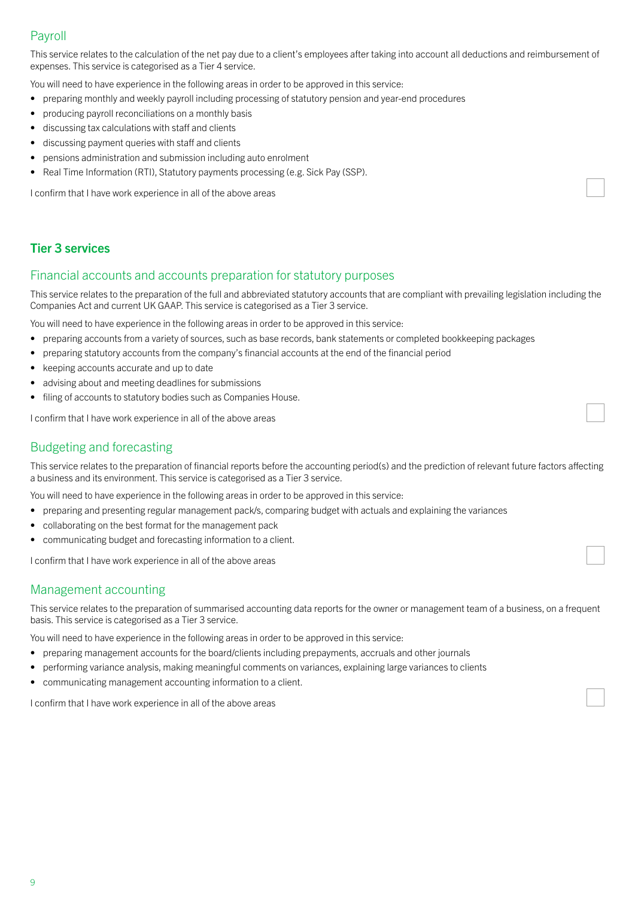### Payroll

This service relates to the calculation of the net pay due to a client's employees after taking into account all deductions and reimbursement of expenses. This service is categorised as a Tier 4 service.

You will need to have experience in the following areas in order to be approved in this service:

- preparing monthly and weekly payroll including processing of statutory pension and year-end procedures
- producing payroll reconciliations on a monthly basis
- discussing tax calculations with staff and clients
- discussing payment queries with staff and clients
- pensions administration and submission including auto enrolment
- Real Time Information (RTI), Statutory payments processing (e.g. Sick Pay (SSP).

I confirm that I have work experience in all of the above areas ☐

## Tier 3 services

### Financial accounts and accounts preparation for statutory purposes

This service relates to the preparation of the full and abbreviated statutory accounts that are compliant with prevailing legislation including the Companies Act and current UK GAAP. This service is categorised as a Tier 3 service.

You will need to have experience in the following areas in order to be approved in this service:

- preparing accounts from a variety of sources, such as base records, bank statements or completed bookkeeping packages
- preparing statutory accounts from the company's financial accounts at the end of the financial period
- keeping accounts accurate and up to date
- advising about and meeting deadlines for submissions
- filing of accounts to statutory bodies such as Companies House.

I confirm that I have work experience in all of the above areas ☐

### Budgeting and forecasting

This service relates to the preparation of financial reports before the accounting period(s) and the prediction of relevant future factors affecting a business and its environment. This service is categorised as a Tier 3 service.

You will need to have experience in the following areas in order to be approved in this service:

- preparing and presenting regular management pack/s, comparing budget with actuals and explaining the variances
- collaborating on the best format for the management pack
- communicating budget and forecasting information to a client.

I confirm that I have work experience in all of the above areas ☐

### Management accounting

This service relates to the preparation of summarised accounting data reports for the owner or management team of a business, on a frequent basis. This service is categorised as a Tier 3 service.

You will need to have experience in the following areas in order to be approved in this service:

- preparing management accounts for the board/clients including prepayments, accruals and other journals
- performing variance analysis, making meaningful comments on variances, explaining large variances to clients
- communicating management accounting information to a client.

I confirm that I have work experience in all of the above areas ☐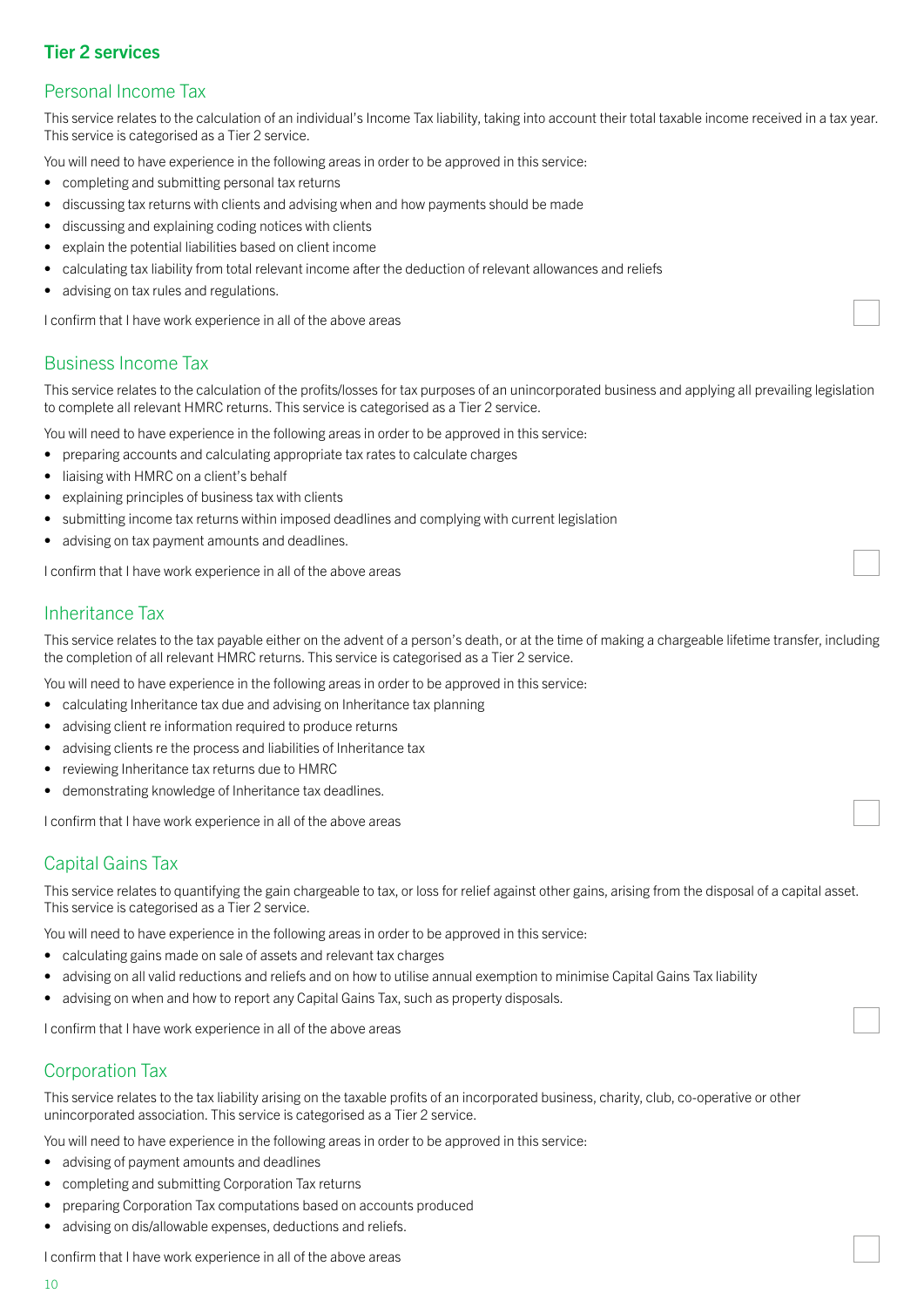## Tier 2 services

### Personal Income Tax

This service relates to the calculation of an individual's Income Tax liability, taking into account their total taxable income received in a tax year. This service is categorised as a Tier 2 service.

You will need to have experience in the following areas in order to be approved in this service:

- completing and submitting personal tax returns
- discussing tax returns with clients and advising when and how payments should be made
- discussing and explaining coding notices with clients
- explain the potential liabilities based on client income
- calculating tax liability from total relevant income after the deduction of relevant allowances and reliefs
- advising on tax rules and regulations.

I confirm that I have work experience in all of the above areas ☐

### Business Income Tax

This service relates to the calculation of the profits/losses for tax purposes of an unincorporated business and applying all prevailing legislation to complete all relevant HMRC returns. This service is categorised as a Tier 2 service.

You will need to have experience in the following areas in order to be approved in this service:

- preparing accounts and calculating appropriate tax rates to calculate charges
- liaising with HMRC on a client's behalf
- explaining principles of business tax with clients
- submitting income tax returns within imposed deadlines and complying with current legislation
- advising on tax payment amounts and deadlines.

I confirm that I have work experience in all of the above areas ☐

### Inheritance Tax

This service relates to the tax payable either on the advent of a person's death, or at the time of making a chargeable lifetime transfer, including the completion of all relevant HMRC returns. This service is categorised as a Tier 2 service.

You will need to have experience in the following areas in order to be approved in this service:

- calculating Inheritance tax due and advising on Inheritance tax planning
- advising client re information required to produce returns
- advising clients re the process and liabilities of Inheritance tax
- reviewing Inheritance tax returns due to HMRC
- demonstrating knowledge of Inheritance tax deadlines.

I confirm that I have work experience in all of the above areas ☐

### Capital Gains Tax

This service relates to quantifying the gain chargeable to tax, or loss for relief against other gains, arising from the disposal of a capital asset. This service is categorised as a Tier 2 service.

You will need to have experience in the following areas in order to be approved in this service:

- calculating gains made on sale of assets and relevant tax charges
- advising on all valid reductions and reliefs and on how to utilise annual exemption to minimise Capital Gains Tax liability
- advising on when and how to report any Capital Gains Tax, such as property disposals.

I confirm that I have work experience in all of the above areas ☐

### Corporation Tax

This service relates to the tax liability arising on the taxable profits of an incorporated business, charity, club, co-operative or other unincorporated association. This service is categorised as a Tier 2 service.

You will need to have experience in the following areas in order to be approved in this service:

- advising of payment amounts and deadlines
- completing and submitting Corporation Tax returns
- preparing Corporation Tax computations based on accounts produced
- advising on dis/allowable expenses, deductions and reliefs.

I confirm that I have work experience in all of the above areas ☐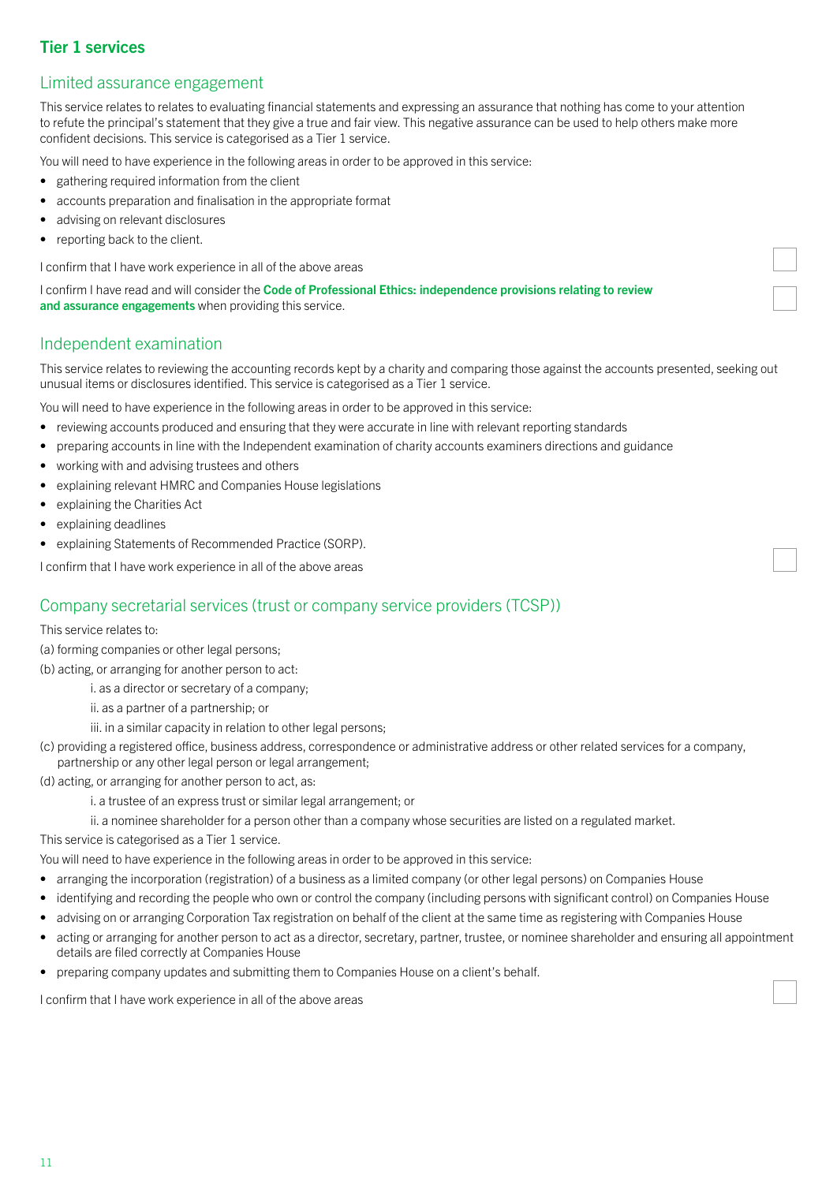## Tier 1 services

### Limited assurance engagement

This service relates to relates to evaluating financial statements and expressing an assurance that nothing has come to your attention to refute the principal's statement that they give a true and fair view. This negative assurance can be used to help others make more confident decisions. This service is categorised as a Tier 1 service.

You will need to have experience in the following areas in order to be approved in this service:

- gathering required information from the client
- accounts preparation and finalisation in the appropriate format
- advising on relevant disclosures
- reporting back to the client.

I confirm that I have work experience in all of the above areas ☐

I confirm I have read and will consider the **Code of Professional Ethics: independence provisions relating to review and assurance engagements** when providing this service. ☐

### Independent examination

This service relates to reviewing the accounting records kept by a charity and comparing those against the accounts presented, seeking out unusual items or disclosures identified. This service is categorised as a Tier 1 service.

You will need to have experience in the following areas in order to be approved in this service:

- reviewing accounts produced and ensuring that they were accurate in line with relevant reporting standards
- preparing accounts in line with the Independent examination of charity accounts examiners directions and guidance
- working with and advising trustees and others
- explaining relevant HMRC and Companies House legislations
- explaining the Charities Act
- explaining deadlines
- explaining Statements of Recommended Practice (SORP).

I confirm that I have work experience in all of the above areas ☐

### Company secretarial services (trust or company service providers (TCSP))

This service relates to:

(a) forming companies or other legal persons;

(b) acting, or arranging for another person to act:

  i. as a director or secretary of a company;

  ii. as a partner of a partnership; or

  iii. in a similar capacity in relation to other legal persons;

(c) providing a registered office, business address, correspondence or administrative address or other related services for a company, partnership or any other legal person or legal arrangement;

(d) acting, or arranging for another person to act, as:

  i. a trustee of an express trust or similar legal arrangement; or

  ii. a nominee shareholder for a person other than a company whose securities are listed on a regulated market.

This service is categorised as a Tier 1 service.

You will need to have experience in the following areas in order to be approved in this service:

- arranging the incorporation (registration) of a business as a limited company (or other legal persons) on Companies House
- identifying and recording the people who own or control the company (including persons with significant control) on Companies House
- advising on or arranging Corporation Tax registration on behalf of the client at the same time as registering with Companies House
- acting or arranging for another person to act as a director, secretary, partner, trustee, or nominee shareholder and ensuring all appointment details are filed correctly at Companies House
- preparing company updates and submitting them to Companies House on a client's behalf.

I confirm that I have work experience in all of the above areas ☐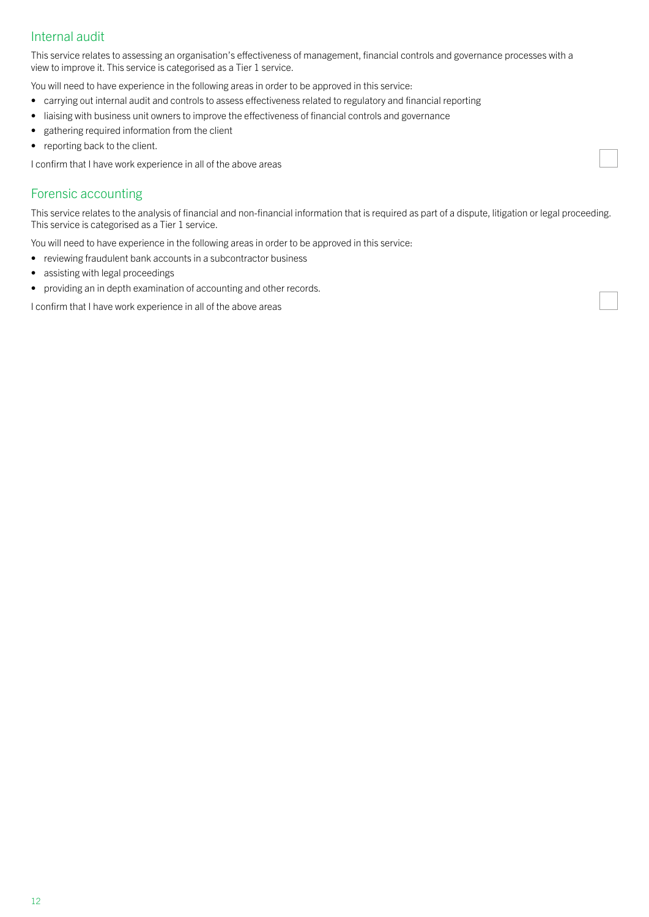## Internal audit

This service relates to assessing an organisation's effectiveness of management, financial controls and governance processes with a view to improve it. This service is categorised as a Tier 1 service.

You will need to have experience in the following areas in order to be approved in this service:

- carrying out internal audit and controls to assess effectiveness related to regulatory and financial reporting
- liaising with business unit owners to improve the effectiveness of financial controls and governance
- gathering required information from the client
- reporting back to the client.

I confirm that I have work experience in all of the above areas ☐

## Forensic accounting

This service relates to the analysis of financial and non-financial information that is required as part of a dispute, litigation or legal proceeding. This service is categorised as a Tier 1 service.

You will need to have experience in the following areas in order to be approved in this service:

- reviewing fraudulent bank accounts in a subcontractor business
- assisting with legal proceedings
- providing an in depth examination of accounting and other records.

I confirm that I have work experience in all of the above areas ☐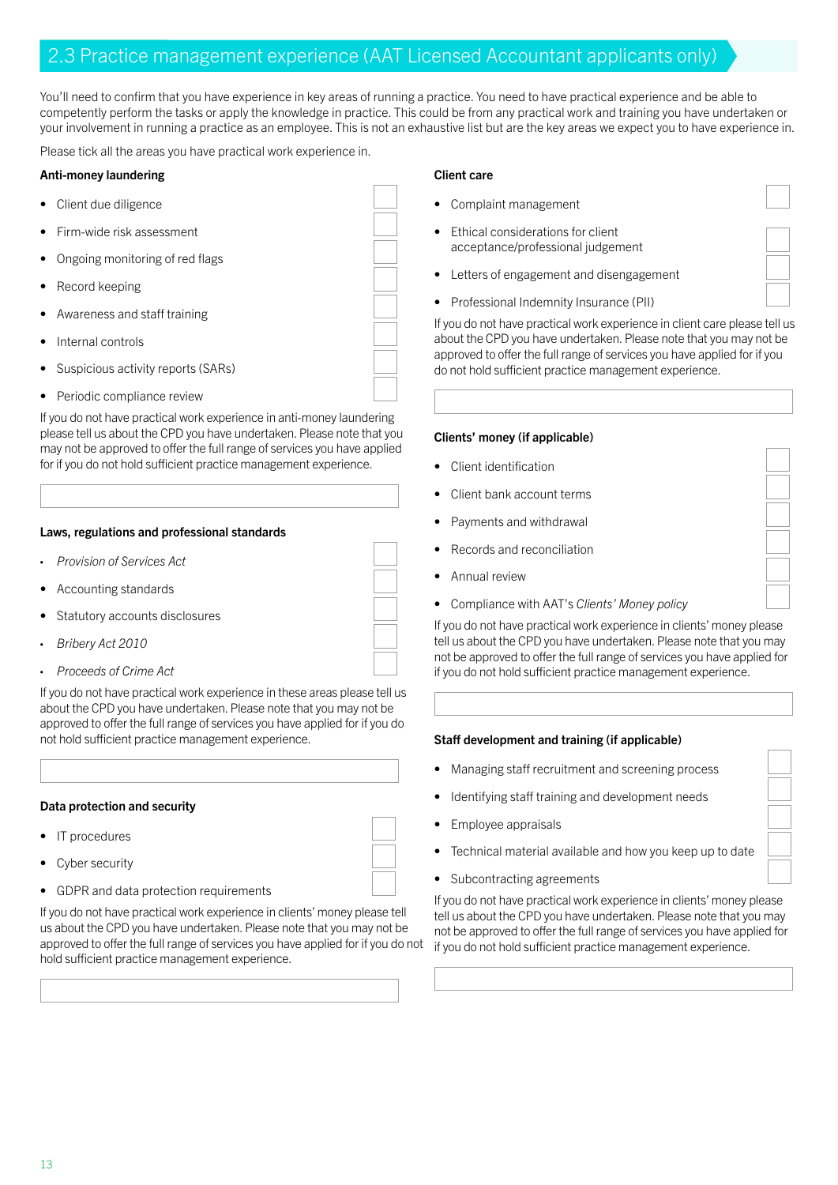## 2.3 Practice management experience (AAT Licensed Accountant applicants only)

You'll need to confirm that you have experience in key areas of running a practice. You need to have practical experience and be able to competently perform the tasks or apply the knowledge in practice. This could be from any practical work and training you have undertaken or your involvement in running a practice as an employee. This is not an exhaustive list but are the key areas we expect you to have experience in.

Please tick all the areas you have practical work experience in.

**Anti-money laundering**

- Client due diligence ☐
- Firm-wide risk assessment ☐
- Ongoing monitoring of red flags ☐
- Record keeping ☐
- Awareness and staff training ☐
- Internal controls ☐
- Suspicious activity reports (SARs) ☐
- Periodic compliance review ☐

If you do not have practical work experience in anti-money laundering please tell us about the CPD you have undertaken. Please note that you may not be approved to offer the full range of services you have applied for if you do not hold sufficient practice management experience.

**Laws, regulations and professional standards**

- *Provision of Services Act* ☐
- Accounting standards ☐
- Statutory accounts disclosures ☐
- *Bribery Act 2010* ☐
- *Proceeds of Crime Act* ☐

If you do not have practical work experience in these areas please tell us about the CPD you have undertaken. Please note that you may not be approved to offer the full range of services you have applied for if you do not hold sufficient practice management experience.

**Data protection and security**

- IT procedures ☐
- Cyber security ☐
- GDPR and data protection requirements ☐

If you do not have practical work experience in clients' money please tell us about the CPD you have undertaken. Please note that you may not be approved to offer the full range of services you have applied for if you do not hold sufficient practice management experience.

**Client care**

- Complaint management ☐
- Ethical considerations for client acceptance/professional judgement ☐
- Letters of engagement and disengagement ☐
- Professional Indemnity Insurance (PII) ☐

If you do not have practical work experience in client care please tell us about the CPD you have undertaken. Please note that you may not be approved to offer the full range of services you have applied for if you do not hold sufficient practice management experience.

**Clients' money (if applicable)**

- Client identification ☐
- Client bank account terms ☐
- Payments and withdrawal ☐
- Records and reconciliation ☐
- Annual review ☐
- Compliance with AAT's *Clients' Money policy* ☐

If you do not have practical work experience in clients' money please tell us about the CPD you have undertaken. Please note that you may not be approved to offer the full range of services you have applied for if you do not hold sufficient practice management experience.

**Staff development and training (if applicable)**

- Managing staff recruitment and screening process ☐
- Identifying staff training and development needs ☐
- Employee appraisals ☐
- Technical material available and how you keep up to date ☐
- Subcontracting agreements ☐

If you do not have practical work experience in clients' money please tell us about the CPD you have undertaken. Please note that you may not be approved to offer the full range of services you have applied for if you do not hold sufficient practice management experience.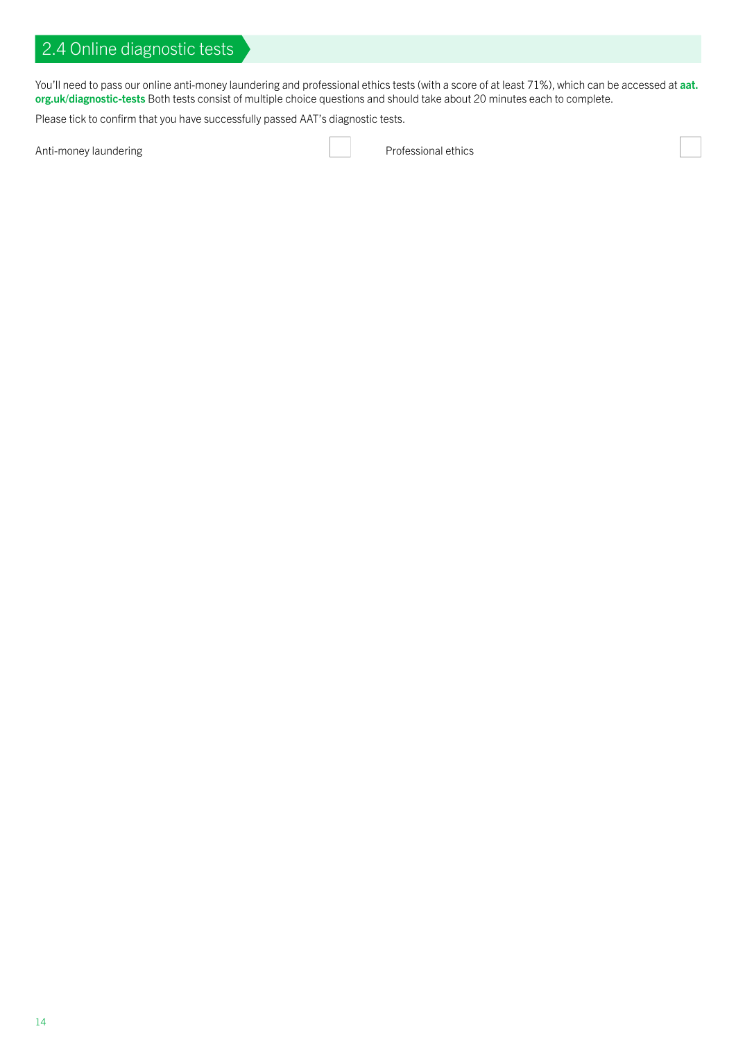## 2.4 Online diagnostic tests

You'll need to pass our online anti-money laundering and professional ethics tests (with a score of at least 71%), which can be accessed at **aat.org.uk/diagnostic-tests** Both tests consist of multiple choice questions and should take about 20 minutes each to complete.

Please tick to confirm that you have successfully passed AAT's diagnostic tests.

Anti-money laundering ☐ Professional ethics ☐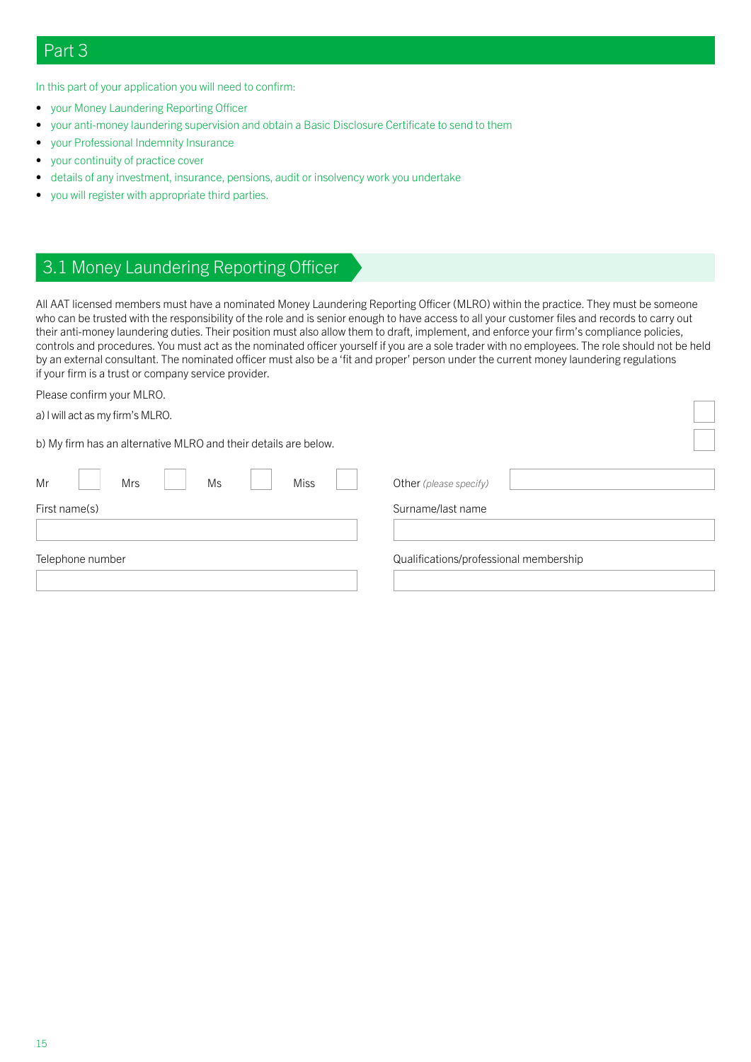# Part 3

In this part of your application you will need to confirm:

- your Money Laundering Reporting Officer
- your anti-money laundering supervision and obtain a Basic Disclosure Certificate to send to them
- your Professional Indemnity Insurance
- your continuity of practice cover
- details of any investment, insurance, pensions, audit or insolvency work you undertake
- you will register with appropriate third parties.

## 3.1 Money Laundering Reporting Officer

All AAT licensed members must have a nominated Money Laundering Reporting Officer (MLRO) within the practice. They must be someone who can be trusted with the responsibility of the role and is senior enough to have access to all your customer files and records to carry out their anti-money laundering duties. Their position must also allow them to draft, implement, and enforce your firm's compliance policies, controls and procedures. You must act as the nominated officer yourself if you are a sole trader with no employees. The role should not be held by an external consultant. The nominated officer must also be a 'fit and proper' person under the current money laundering regulations if your firm is a trust or company service provider.

Please confirm your MLRO.

a) I will act as my firm's MLRO. ☐

b) My firm has an alternative MLRO and their details are below. ☐

Mr ☐ Mrs ☐ Ms ☐ Miss ☐ Other *(please specify)* ____________

First name(s) ____________

Surname/last name ____________

Telephone number ____________

Qualifications/professional membership ____________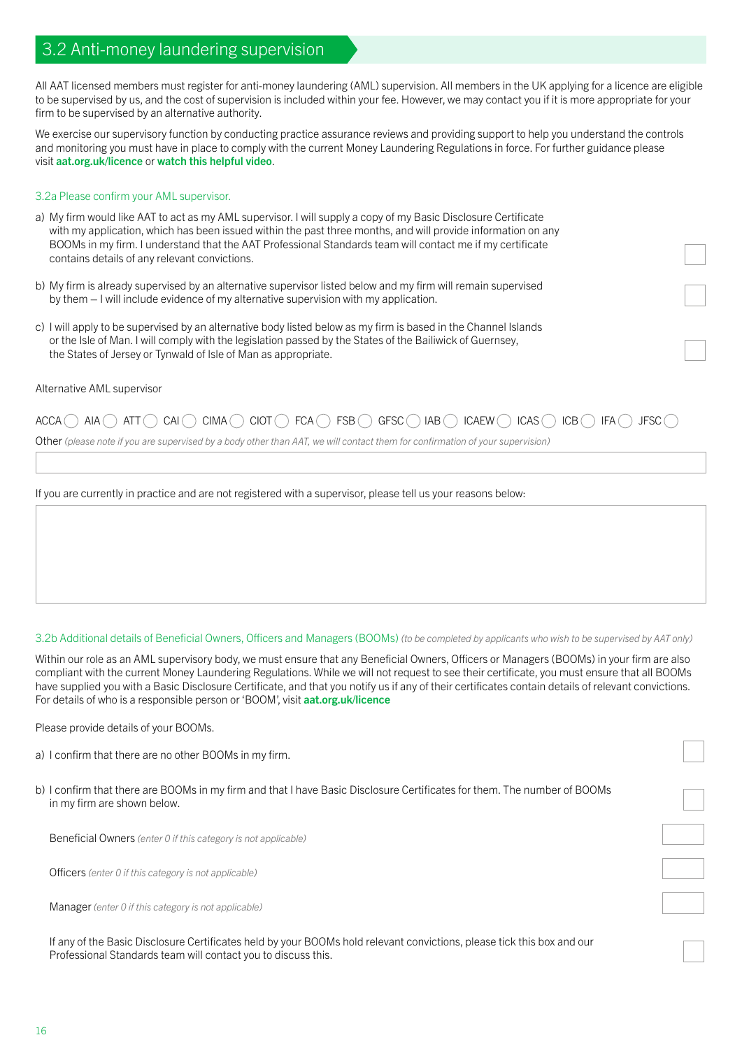## 3.2 Anti-money laundering supervision

All AAT licensed members must register for anti-money laundering (AML) supervision. All members in the UK applying for a licence are eligible to be supervised by us, and the cost of supervision is included within your fee. However, we may contact you if it is more appropriate for your firm to be supervised by an alternative authority.

We exercise our supervisory function by conducting practice assurance reviews and providing support to help you understand the controls and monitoring you must have in place to comply with the current Money Laundering Regulations in force. For further guidance please visit **aat.org.uk/licence** or **watch this helpful video**.

### 3.2a Please confirm your AML supervisor.

a) My firm would like AAT to act as my AML supervisor. I will supply a copy of my Basic Disclosure Certificate with my application, which has been issued within the past three months, and will provide information on any BOOMs in my firm. I understand that the AAT Professional Standards team will contact me if my certificate contains details of any relevant convictions. ☐

b) My firm is already supervised by an alternative supervisor listed below and my firm will remain supervised by them – I will include evidence of my alternative supervision with my application. ☐

c) I will apply to be supervised by an alternative body listed below as my firm is based in the Channel Islands or the Isle of Man. I will comply with the legislation passed by the States of the Bailiwick of Guernsey, the States of Jersey or Tynwald of Isle of Man as appropriate. ☐

Alternative AML supervisor

ACCA ◯ AIA ◯ ATT ◯ CAI ◯ CIMA ◯ CIOT ◯ FCA ◯ FSB ◯ GFSC ◯ IAB ◯ ICAEW ◯ ICAS ◯ ICB ◯ IFA ◯ JFSC ◯

Other *(please note if you are supervised by a body other than AAT, we will contact them for confirmation of your supervision)*

If you are currently in practice and are not registered with a supervisor, please tell us your reasons below:

### 3.2b Additional details of Beneficial Owners, Officers and Managers (BOOMs) *(to be completed by applicants who wish to be supervised by AAT only)*

Within our role as an AML supervisory body, we must ensure that any Beneficial Owners, Officers or Managers (BOOMs) in your firm are also compliant with the current Money Laundering Regulations. While we will not request to see their certificate, you must ensure that all BOOMs have supplied you with a Basic Disclosure Certificate, and that you notify us if any of their certificates contain details of relevant convictions. For details of who is a responsible person or 'BOOM', visit **aat.org.uk/licence**

Please provide details of your BOOMs.

a) I confirm that there are no other BOOMs in my firm. ☐

b) I confirm that there are BOOMs in my firm and that I have Basic Disclosure Certificates for them. The number of BOOMs in my firm are shown below. ☐

Beneficial Owners *(enter 0 if this category is not applicable)*

Officers *(enter 0 if this category is not applicable)*

Manager *(enter 0 if this category is not applicable)*

If any of the Basic Disclosure Certificates held by your BOOMs hold relevant convictions, please tick this box and our Professional Standards team will contact you to discuss this. ☐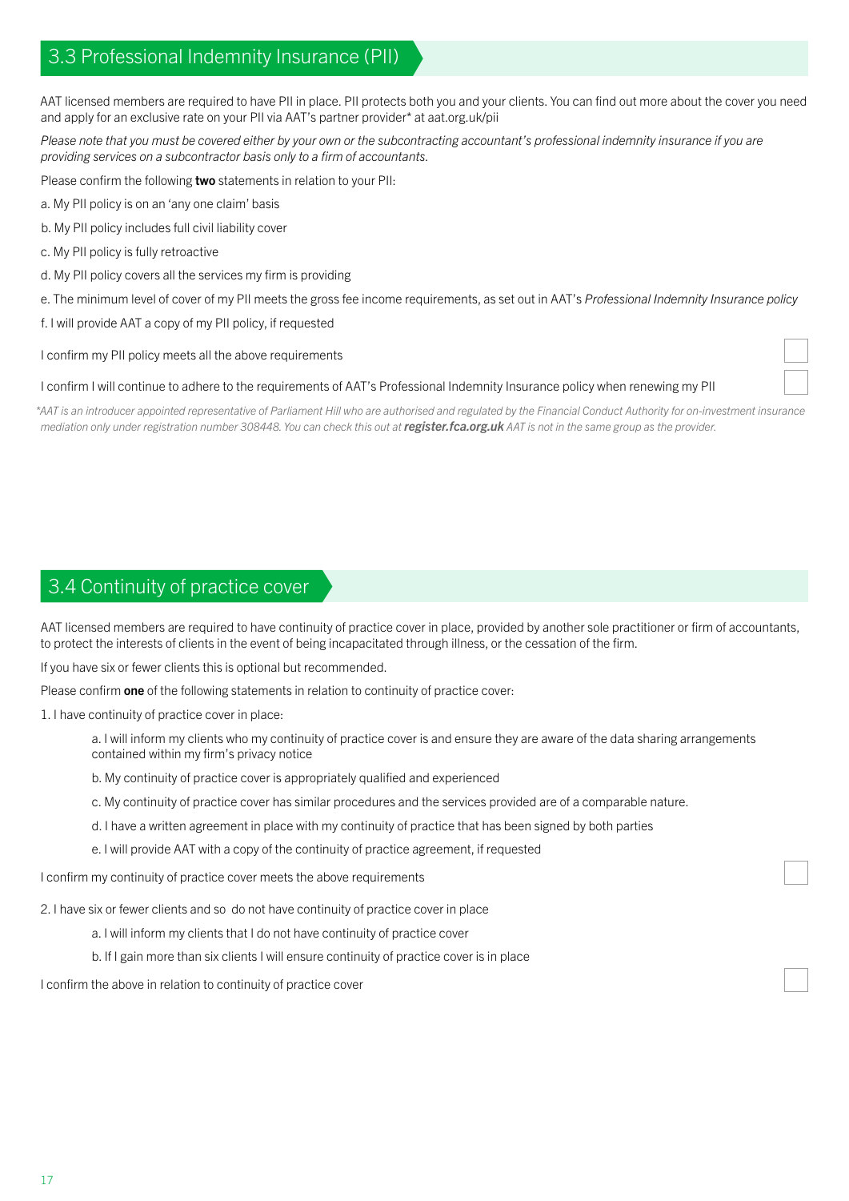## 3.3 Professional Indemnity Insurance (PII)

AAT licensed members are required to have PII in place. PII protects both you and your clients. You can find out more about the cover you need and apply for an exclusive rate on your PII via AAT's partner provider* at aat.org.uk/pii

*Please note that you must be covered either by your own or the subcontracting accountant's professional indemnity insurance if you are providing services on a subcontractor basis only to a firm of accountants.*

Please confirm the following **two** statements in relation to your PII:

a. My PII policy is on an 'any one claim' basis

b. My PII policy includes full civil liability cover

c. My PII policy is fully retroactive

d. My PII policy covers all the services my firm is providing

e. The minimum level of cover of my PII meets the gross fee income requirements, as set out in AAT's *Professional Indemnity Insurance policy*

f. I will provide AAT a copy of my PII policy, if requested

I confirm my PII policy meets all the above requirements ☐

I confirm I will continue to adhere to the requirements of AAT's Professional Indemnity Insurance policy when renewing my PII ☐

*\*AAT is an introducer appointed representative of Parliament Hill who are authorised and regulated by the Financial Conduct Authority for on-investment insurance mediation only under registration number 308448. You can check this out at* ***register.fca.org.uk*** *AAT is not in the same group as the provider.*

## 3.4 Continuity of practice cover

AAT licensed members are required to have continuity of practice cover in place, provided by another sole practitioner or firm of accountants, to protect the interests of clients in the event of being incapacitated through illness, or the cessation of the firm.

If you have six or fewer clients this is optional but recommended.

Please confirm **one** of the following statements in relation to continuity of practice cover:

1. I have continuity of practice cover in place:

    a. I will inform my clients who my continuity of practice cover is and ensure they are aware of the data sharing arrangements contained within my firm's privacy notice

    b. My continuity of practice cover is appropriately qualified and experienced

    c. My continuity of practice cover has similar procedures and the services provided are of a comparable nature.

    d. I have a written agreement in place with my continuity of practice that has been signed by both parties

    e. I will provide AAT with a copy of the continuity of practice agreement, if requested

I confirm my continuity of practice cover meets the above requirements ☐

2. I have six or fewer clients and so do not have continuity of practice cover in place

    a. I will inform my clients that I do not have continuity of practice cover

    b. If I gain more than six clients I will ensure continuity of practice cover is in place

I confirm the above in relation to continuity of practice cover ☐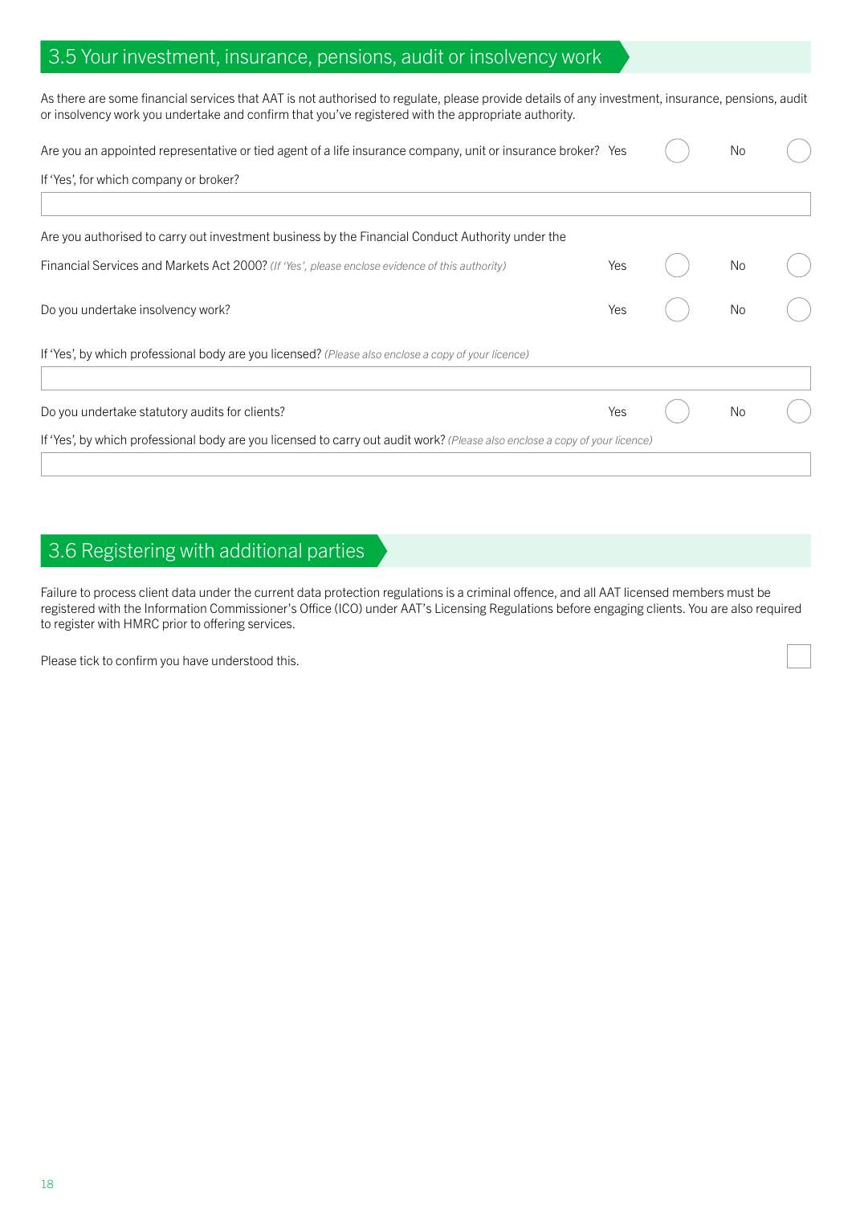## 3.5 Your investment, insurance, pensions, audit or insolvency work

As there are some financial services that AAT is not authorised to regulate, please provide details of any investment, insurance, pensions, audit or insolvency work you undertake and confirm that you've registered with the appropriate authority.

Are you an appointed representative or tied agent of a life insurance company, unit or insurance broker? Yes ◯ No ◯

If 'Yes', for which company or broker?

\_\_\_\_\_\_\_\_\_\_\_\_\_\_\_\_\_\_\_\_\_\_\_\_\_\_\_\_\_\_\_\_\_\_\_\_\_\_\_\_

Are you authorised to carry out investment business by the Financial Conduct Authority under the Financial Services and Markets Act 2000? *(If 'Yes', please enclose evidence of this authority)* Yes ◯ No ◯

Do you undertake insolvency work? Yes ◯ No ◯

If 'Yes', by which professional body are you licensed? *(Please also enclose a copy of your licence)*

\_\_\_\_\_\_\_\_\_\_\_\_\_\_\_\_\_\_\_\_\_\_\_\_\_\_\_\_\_\_\_\_\_\_\_\_\_\_\_\_

Do you undertake statutory audits for clients? Yes ◯ No ◯

If 'Yes', by which professional body are you licensed to carry out audit work? *(Please also enclose a copy of your licence)*

\_\_\_\_\_\_\_\_\_\_\_\_\_\_\_\_\_\_\_\_\_\_\_\_\_\_\_\_\_\_\_\_\_\_\_\_\_\_\_\_

## 3.6 Registering with additional parties

Failure to process client data under the current data protection regulations is a criminal offence, and all AAT licensed members must be registered with the Information Commissioner's Office (ICO) under AAT's Licensing Regulations before engaging clients. You are also required to register with HMRC prior to offering services.

Please tick to confirm you have understood this. ☐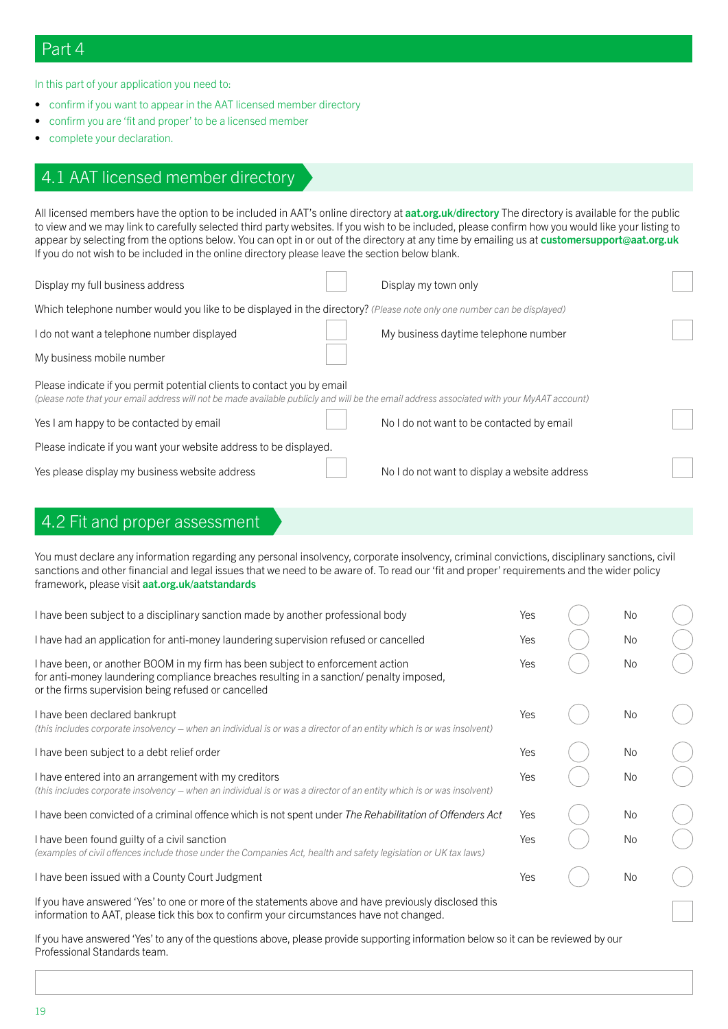# Part 4

In this part of your application you need to:

- confirm if you want to appear in the AAT licensed member directory
- confirm you are 'fit and proper' to be a licensed member
- complete your declaration.

## 4.1 AAT licensed member directory

All licensed members have the option to be included in AAT's online directory at **aat.org.uk/directory** The directory is available for the public to view and we may link to carefully selected third party websites. If you wish to be included, please confirm how you would like your listing to appear by selecting from the options below. You can opt in or out of the directory at any time by emailing us at **customersupport@aat.org.uk** If you do not wish to be included in the online directory please leave the section below blank.

| | | | |
|---|---|---|---|
| Display my full business address | ☐ | Display my town only | ☐ |

Which telephone number would you like to be displayed in the directory? *(Please note only one number can be displayed)*

| | | | |
|---|---|---|---|
| I do not want a telephone number displayed | ☐ | My business daytime telephone number | ☐ |
| My business mobile number | ☐ | | |

Please indicate if you permit potential clients to contact you by email
*(please note that your email address will not be made available publicly and will be the email address associated with your MyAAT account)*

| | | | |
|---|---|---|---|
| Yes I am happy to be contacted by email | ☐ | No I do not want to be contacted by email | ☐ |

Please indicate if you want your website address to be displayed.

| | | | |
|---|---|---|---|
| Yes please display my business website address | ☐ | No I do not want to display a website address | ☐ |

## 4.2 Fit and proper assessment

You must declare any information regarding any personal insolvency, corporate insolvency, criminal convictions, disciplinary sanctions, civil sanctions and other financial and legal issues that we need to be aware of. To read our 'fit and proper' requirements and the wider policy framework, please visit **aat.org.uk/aatstandards**

| Statement | Yes | No |
|---|---|---|
| I have been subject to a disciplinary sanction made by another professional body | ○ | ○ |
| I have had an application for anti-money laundering supervision refused or cancelled | ○ | ○ |
| I have been, or another BOOM in my firm has been subject to enforcement action for anti-money laundering compliance breaches resulting in a sanction/ penalty imposed, or the firms supervision being refused or cancelled | ○ | ○ |
| I have been declared bankrupt *(this includes corporate insolvency – when an individual is or was a director of an entity which is or was insolvent)* | ○ | ○ |
| I have been subject to a debt relief order | ○ | ○ |
| I have entered into an arrangement with my creditors *(this includes corporate insolvency – when an individual is or was a director of an entity which is or was insolvent)* | ○ | ○ |
| I have been convicted of a criminal offence which is not spent under *The Rehabilitation of Offenders Act* | ○ | ○ |
| I have been found guilty of a civil sanction *(examples of civil offences include those under the Companies Act, health and safety legislation or UK tax laws)* | ○ | ○ |
| I have been issued with a County Court Judgment | ○ | ○ |

If you have answered 'Yes' to one or more of the statements above and have previously disclosed this information to AAT, please tick this box to confirm your circumstances have not changed. ☐

If you have answered 'Yes' to any of the questions above, please provide supporting information below so it can be reviewed by our Professional Standards team.

| |
|---|
| |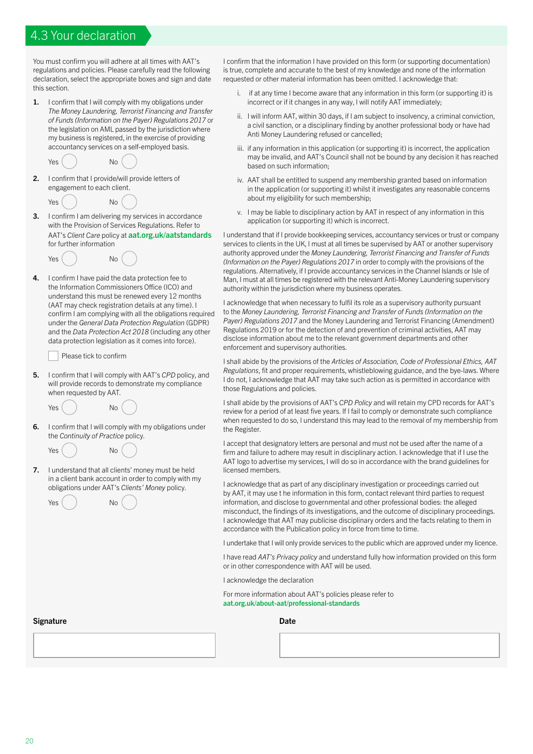## 4.3 Your declaration

You must confirm you will adhere at all times with AAT's regulations and policies. Please carefully read the following declaration, select the appropriate boxes and sign and date this section.

1. I confirm that I will comply with my obligations under *The Money Laundering, Terrorist Financing and Transfer of Funds (Information on the Payer) Regulations 2017* or the legislation on AML passed by the jurisdiction where my business is registered, in the exercise of providing accountancy services on a self-employed basis.

   Yes ◯ No ◯

2. I confirm that I provide/will provide letters of engagement to each client.

   Yes ◯ No ◯

3. I confirm I am delivering my services in accordance with the Provision of Services Regulations. Refer to AAT's *Client Care* policy at **aat.org.uk/aatstandards** for further information

   Yes ◯ No ◯

4. I confirm I have paid the data protection fee to the Information Commissioners Office (ICO) and understand this must be renewed every 12 months (AAT may check registration details at any time). I confirm I am complying with all the obligations required under the *General Data Protection Regulation* (GDPR) and the *Data Protection Act 2018* (including any other data protection legislation as it comes into force).

   ☐ Please tick to confirm

5. I confirm that I will comply with AAT's *CPD* policy, and will provide records to demonstrate my compliance when requested by AAT.

   Yes ◯ No ◯

6. I confirm that I will comply with my obligations under the *Continuity of Practice* policy.

   Yes ◯ No ◯

7. I understand that all clients' money must be held in a client bank account in order to comply with my obligations under AAT's *Clients' Money* policy.

   Yes ◯ No ◯

I confirm that the information I have provided on this form (or supporting documentation) is true, complete and accurate to the best of my knowledge and none of the information requested or other material information has been omitted. I acknowledge that:

i. if at any time I become aware that any information in this form (or supporting it) is incorrect or if it changes in any way, I will notify AAT immediately;

ii. I will inform AAT, within 30 days, if I am subject to insolvency, a criminal conviction, a civil sanction, or a disciplinary finding by another professional body or have had Anti Money Laundering refused or cancelled;

iii. if any information in this application (or supporting it) is incorrect, the application may be invalid, and AAT's Council shall not be bound by any decision it has reached based on such information;

iv. AAT shall be entitled to suspend any membership granted based on information in the application (or supporting it) whilst it investigates any reasonable concerns about my eligibility for such membership;

v. I may be liable to disciplinary action by AAT in respect of any information in this application (or supporting it) which is incorrect.

I understand that if I provide bookkeeping services, accountancy services or trust or company services to clients in the UK, I must at all times be supervised by AAT or another supervisory authority approved under the *Money Laundering, Terrorist Financing and Transfer of Funds (Information on the Payer) Regulations 2017* in order to comply with the provisions of the regulations. Alternatively, if I provide accountancy services in the Channel Islands or Isle of Man, I must at all times be registered with the relevant Anti-Money Laundering supervisory authority within the jurisdiction where my business operates.

I acknowledge that when necessary to fulfil its role as a supervisory authority pursuant to the *Money Laundering, Terrorist Financing and Transfer of Funds (Information on the Payer) Regulations 2017* and the Money Laundering and Terrorist Financing (Amendment) Regulations 2019 or for the detection of and prevention of criminal activities, AAT may disclose information about me to the relevant government departments and other enforcement and supervisory authorities.

I shall abide by the provisions of the *Articles of Association, Code of Professional Ethics, AAT Regulations*, fit and proper requirements, whistleblowing guidance, and the bye-laws. Where I do not, I acknowledge that AAT may take such action as is permitted in accordance with those Regulations and policies.

I shall abide by the provisions of AAT's *CPD Policy* and will retain my CPD records for AAT's review for a period of at least five years. If I fail to comply or demonstrate such compliance when requested to do so, I understand this may lead to the removal of my membership from the Register.

I accept that designatory letters are personal and must not be used after the name of a firm and failure to adhere may result in disciplinary action. I acknowledge that if I use the AAT logo to advertise my services, I will do so in accordance with the brand guidelines for licensed members.

I acknowledge that as part of any disciplinary investigation or proceedings carried out by AAT, it may use t he information in this form, contact relevant third parties to request information, and disclose to governmental and other professional bodies: the alleged misconduct, the findings of its investigations, and the outcome of disciplinary proceedings. I acknowledge that AAT may publicise disciplinary orders and the facts relating to them in accordance with the Publication policy in force from time to time.

I undertake that I will only provide services to the public which are approved under my licence.

I have read *AAT's Privacy policy* and understand fully how information provided on this form or in other correspondence with AAT will be used.

I acknowledge the declaration

For more information about AAT's policies please refer to **aat.org.uk/about-aat/professional-standards**

| **Signature** | **Date** |
|---|---|
| | |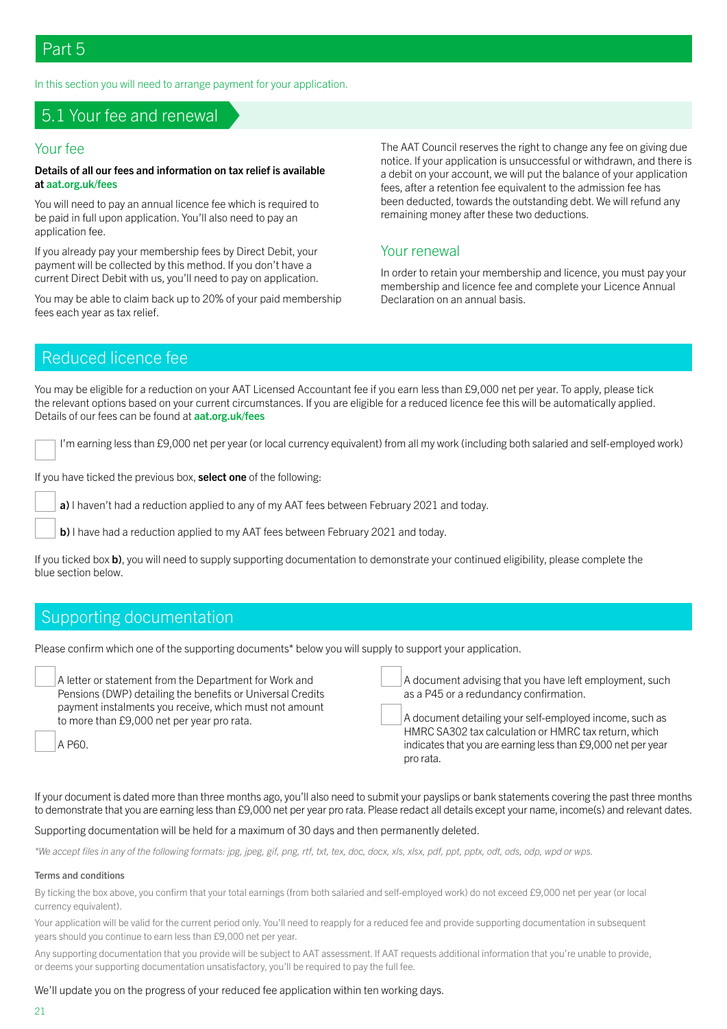# Part 5

In this section you will need to arrange payment for your application.

## 5.1 Your fee and renewal

### Your fee

**Details of all our fees and information on tax relief is available at aat.org.uk/fees**

You will need to pay an annual licence fee which is required to be paid in full upon application. You'll also need to pay an application fee.

If you already pay your membership fees by Direct Debit, your payment will be collected by this method. If you don't have a current Direct Debit with us, you'll need to pay on application.

You may be able to claim back up to 20% of your paid membership fees each year as tax relief.

The AAT Council reserves the right to change any fee on giving due notice. If your application is unsuccessful or withdrawn, and there is a debit on your account, we will put the balance of your application fees, after a retention fee equivalent to the admission fee has been deducted, towards the outstanding debt. We will refund any remaining money after these two deductions.

### Your renewal

In order to retain your membership and licence, you must pay your membership and licence fee and complete your Licence Annual Declaration on an annual basis.

## Reduced licence fee

You may be eligible for a reduction on your AAT Licensed Accountant fee if you earn less than £9,000 net per year. To apply, please tick the relevant options based on your current circumstances. If you are eligible for a reduced licence fee this will be automatically applied. Details of our fees can be found at **aat.org.uk/fees**

☐ I'm earning less than £9,000 net per year (or local currency equivalent) from all my work (including both salaried and self-employed work)

If you have ticked the previous box, **select one** of the following:

☐ **a)** I haven't had a reduction applied to any of my AAT fees between February 2021 and today.

☐ **b)** I have had a reduction applied to my AAT fees between February 2021 and today.

If you ticked box **b)**, you will need to supply supporting documentation to demonstrate your continued eligibility, please complete the blue section below.

## Supporting documentation

Please confirm which one of the supporting documents* below you will supply to support your application.

☐ A letter or statement from the Department for Work and Pensions (DWP) detailing the benefits or Universal Credits payment instalments you receive, which must not amount to more than £9,000 net per year pro rata.

☐ A P60.

☐ A document advising that you have left employment, such as a P45 or a redundancy confirmation.

☐ A document detailing your self-employed income, such as HMRC SA302 tax calculation or HMRC tax return, which indicates that you are earning less than £9,000 net per year pro rata.

If your document is dated more than three months ago, you'll also need to submit your payslips or bank statements covering the past three months to demonstrate that you are earning less than £9,000 net per year. Please redact all details except your name, income(s) and relevant dates.

Supporting documentation will be held for a maximum of 30 days and then permanently deleted.

*\*We accept files in any of the following formats: jpg, jpeg, gif, png, rtf, txt, tex, doc, docx, xls, xlsx, pdf, ppt, pptx, odt, ods, odp, wpd or wps.*

**Terms and conditions**

By ticking the box above, you confirm that your total earnings (from both salaried and self-employed work) do not exceed £9,000 net per year (or local currency equivalent).

Your application will be valid for the current period only. You'll need to reapply for a reduced fee and provide supporting documentation in subsequent years should you continue to earn less than £9,000 net per year.

Any supporting documentation that you provide will be subject to AAT assessment. If AAT requests additional information that you're unable to provide, or deems your supporting documentation unsatisfactory, you'll be required to pay the full fee.

We'll update you on the progress of your reduced fee application within ten working days.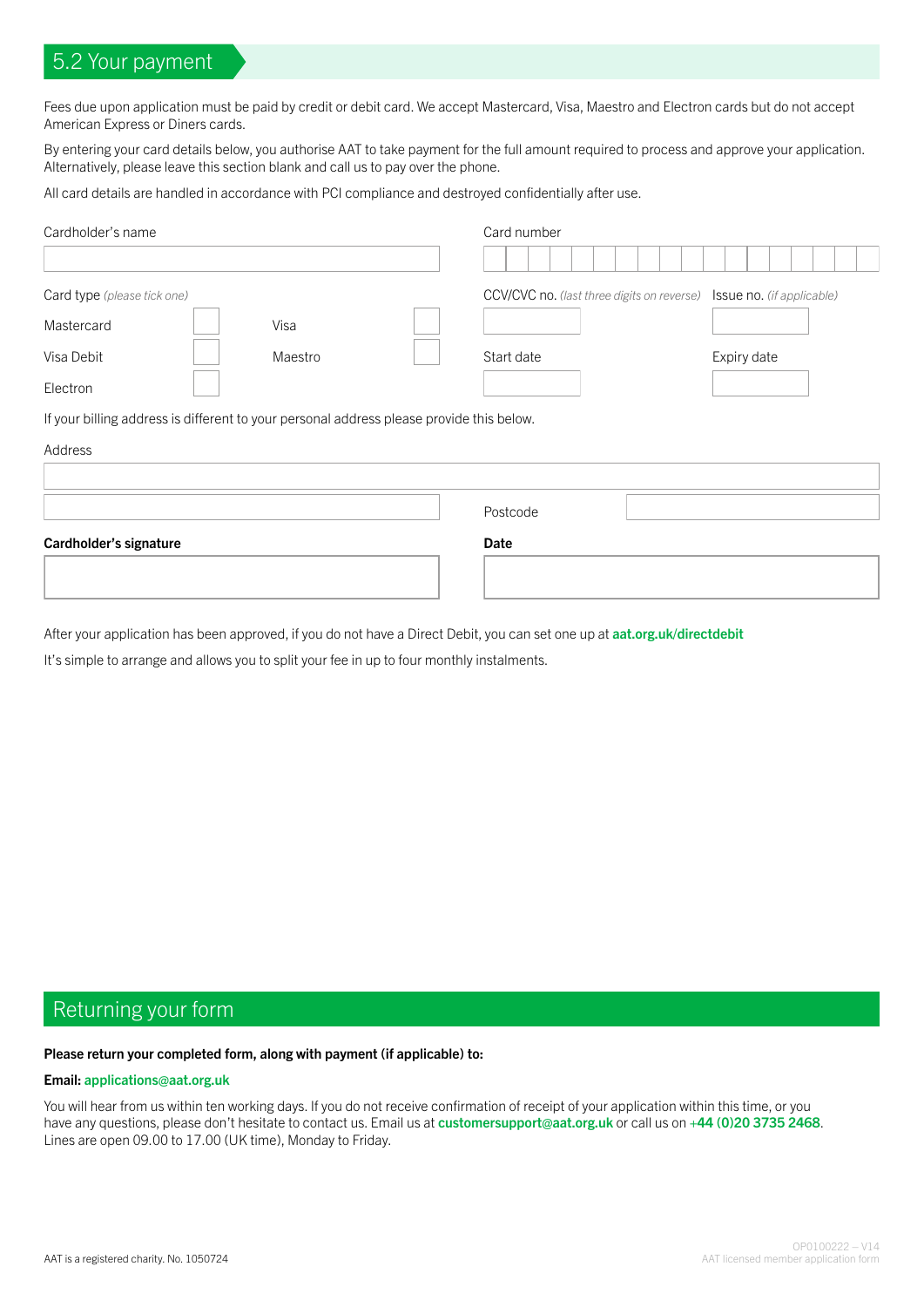## 5.2 Your payment

Fees due upon application must be paid by credit or debit card. We accept Mastercard, Visa, Maestro and Electron cards but do not accept American Express or Diners cards.

By entering your card details below, you authorise AAT to take payment for the full amount required to process and approve your application. Alternatively, please leave this section blank and call us to pay over the phone.

All card details are handled in accordance with PCI compliance and destroyed confidentially after use.

Cardholder's name

Card number

Card type *(please tick one)*

| | | | |
|---|---|---|---|
| Mastercard | ☐ | Visa | ☐ |
| Visa Debit | ☐ | Maestro | ☐ |
| Electron | ☐ | | |

CCV/CVC no. *(last three digits on reverse)*

Issue no. *(if applicable)*

Start date

Expiry date

If your billing address is different to your personal address please provide this below.

Address

Postcode

**Cardholder's signature**

**Date**

After your application has been approved, if you do not have a Direct Debit, you can set one up at **aat.org.uk/directdebit**

It's simple to arrange and allows you to split your fee in up to four monthly instalments.

## Returning your form

**Please return your completed form, along with payment (if applicable) to:**

**Email: applications@aat.org.uk**

You will hear from us within ten working days. If you do not receive confirmation of receipt of your application within this time, or you have any questions, please don't hesitate to contact us. Email us at **customersupport@aat.org.uk** or call us on **+44 (0)20 3735 2468**. Lines are open 09.00 to 17.00 (UK time), Monday to Friday.

AAT is a registered charity. No. 1050724

OP0100222 – V14
AAT licensed member application form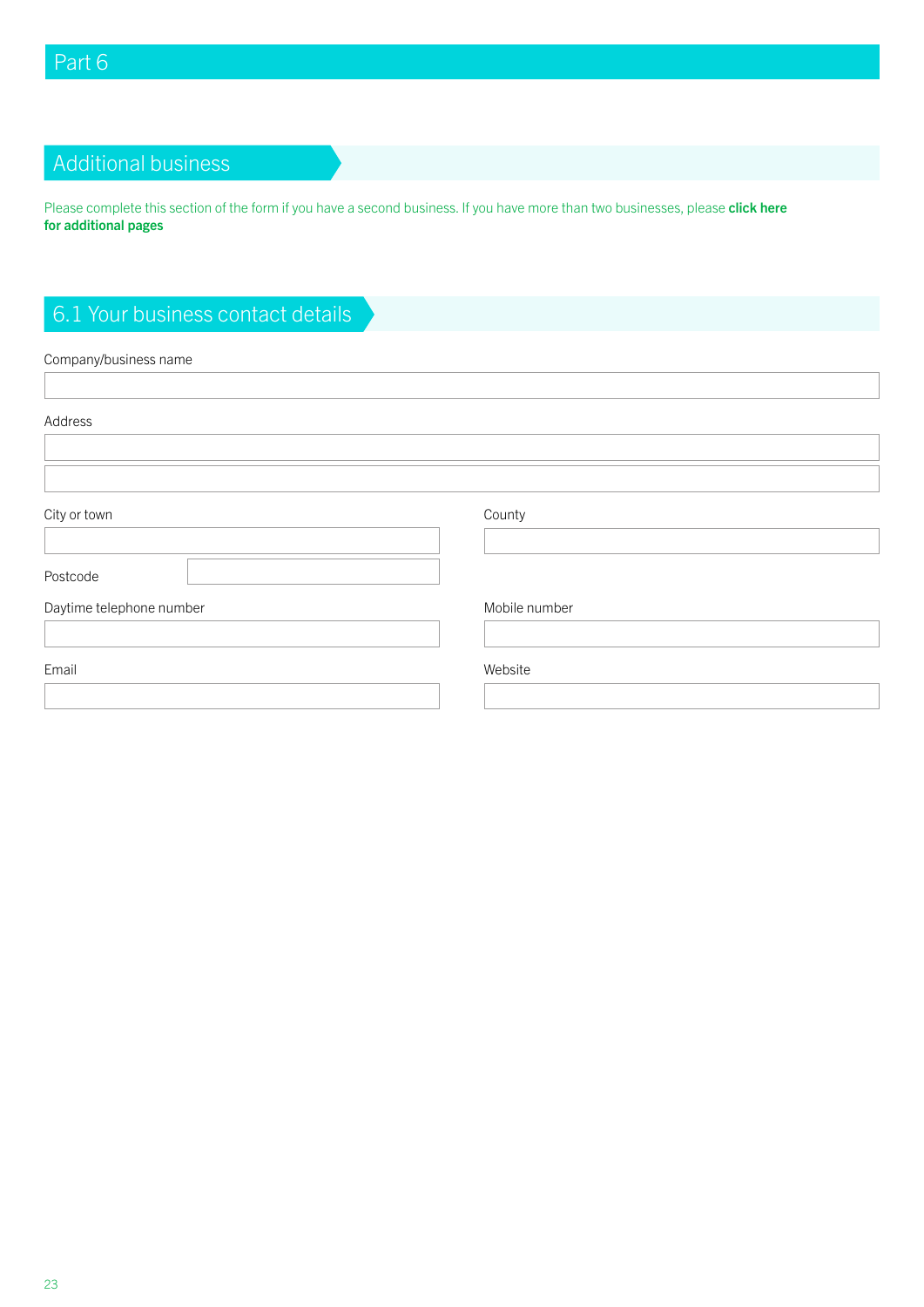# Part 6

## Additional business

Please complete this section of the form if you have a second business. If you have more than two businesses, please **click here for additional pages**

## 6.1 Your business contact details

Company/business name

Address

City or town

County

Postcode

Daytime telephone number

Mobile number

Email

Website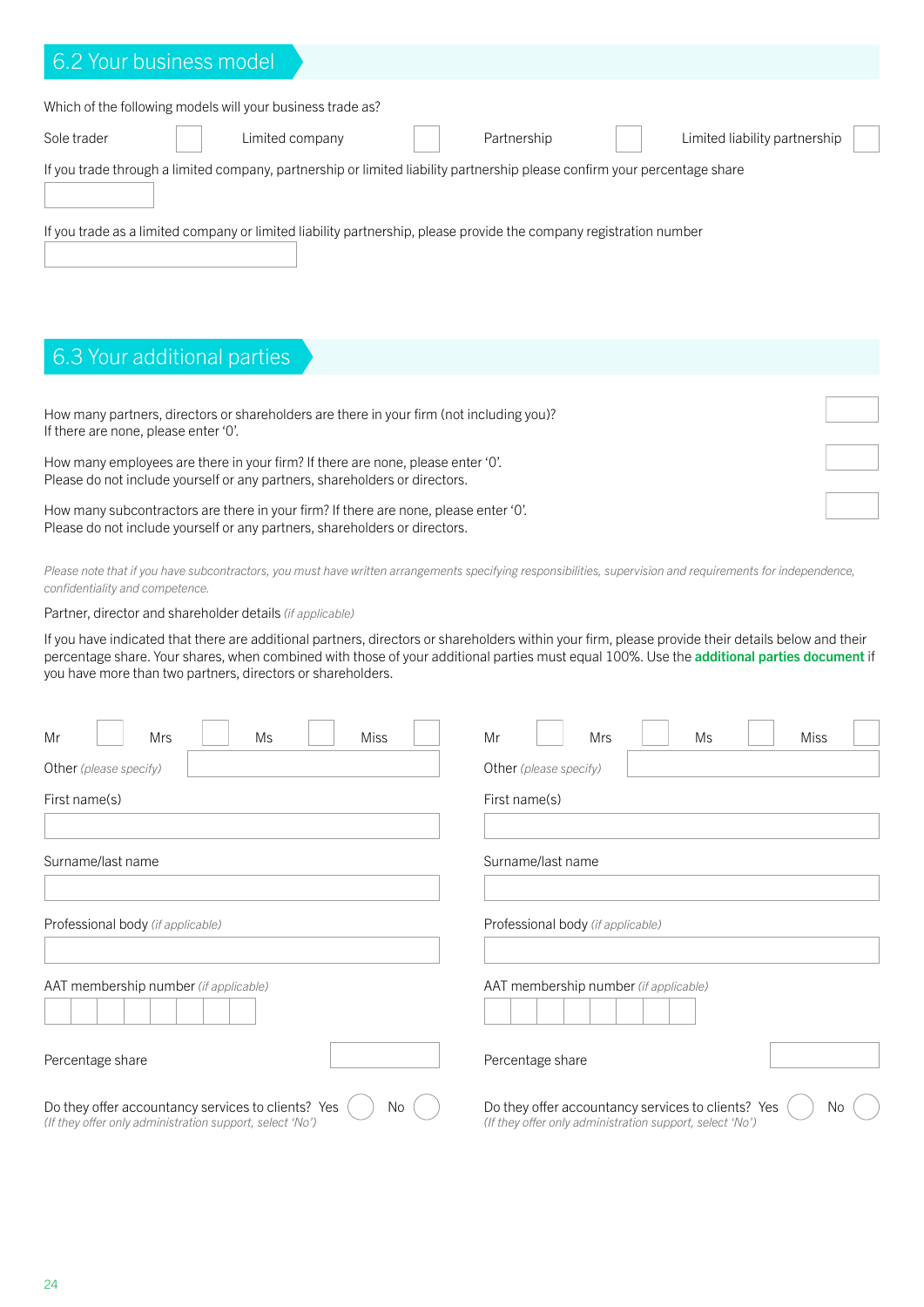## 6.2 Your business model

Which of the following models will your business trade as?

Sole trader ☐ Limited company ☐ Partnership ☐ Limited liability partnership ☐

If you trade through a limited company, partnership or limited liability partnership please confirm your percentage share

If you trade as a limited company or limited liability partnership, please provide the company registration number

## 6.3 Your additional parties

How many partners, directors or shareholders are there in your firm (not including you)?
If there are none, please enter '0'.

How many employees are there in your firm? If there are none, please enter '0'.
Please do not include yourself or any partners, shareholders or directors.

How many subcontractors are there in your firm? If there are none, please enter '0'.
Please do not include yourself or any partners, shareholders or directors.

*Please note that if you have subcontractors, you must have written arrangements specifying responsibilities, supervision and requirements for independence, confidentiality and competence.*

Partner, director and shareholder details *(if applicable)*

If you have indicated that there are additional partners, directors or shareholders within your firm, please provide their details below and their percentage share. Your shares, when combined with those of your additional parties must equal 100%. Use the **additional parties document** if you have more than two partners, directors or shareholders.

Mr ☐ Mrs ☐ Ms ☐ Miss ☐

Other *(please specify)*

First name(s)

Surname/last name

Professional body *(if applicable)*

AAT membership number *(if applicable)*

Percentage share

Do they offer accountancy services to clients? Yes ◯ No ◯
*(If they offer only administration support, select 'No')*

Mr ☐ Mrs ☐ Ms ☐ Miss ☐

Other *(please specify)*

First name(s)

Surname/last name

Professional body *(if applicable)*

AAT membership number *(if applicable)*

Percentage share

Do they offer accountancy services to clients? Yes ◯ No ◯
*(If they offer only administration support, select 'No')*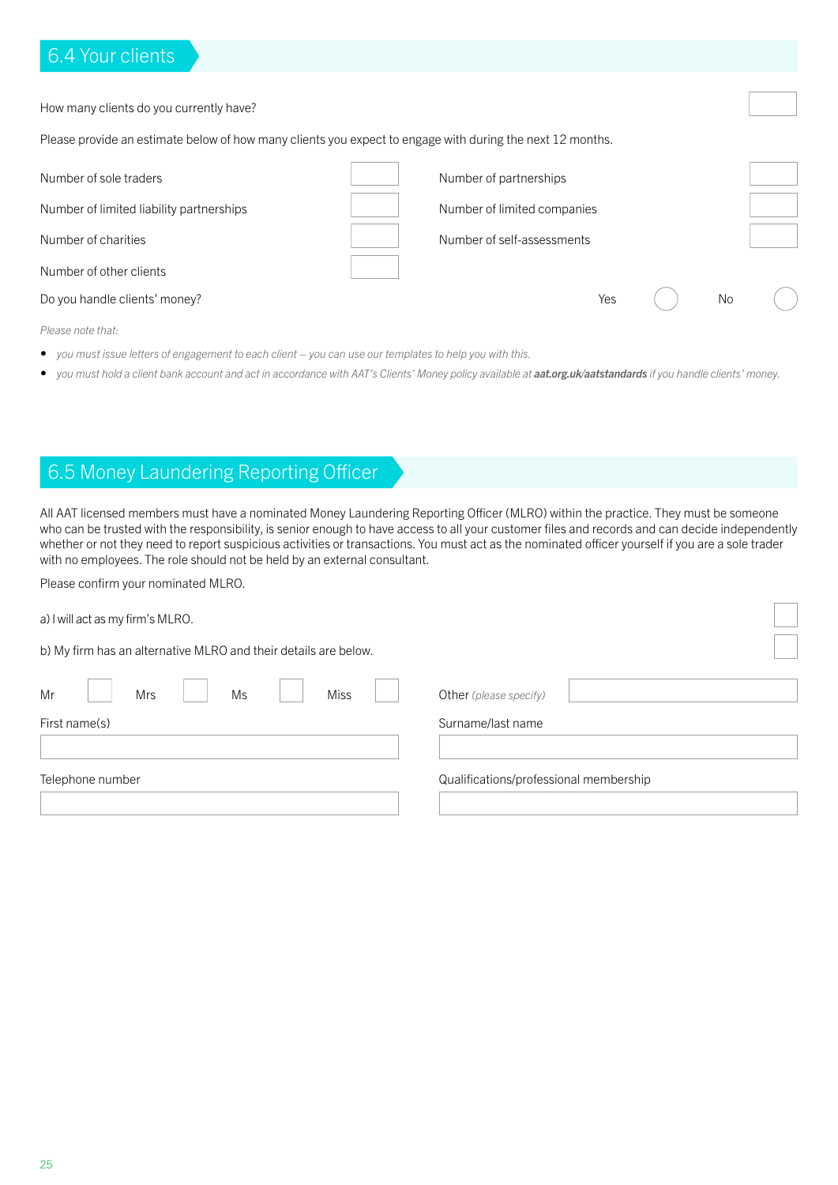## 6.4 Your clients

How many clients do you currently have? ☐

Please provide an estimate below of how many clients you expect to engage with during the next 12 months.

| | | | |
|---|---|---|---|
| Number of sole traders | ☐ | Number of partnerships | ☐ |
| Number of limited liability partnerships | ☐ | Number of limited companies | ☐ |
| Number of charities | ☐ | Number of self-assessments | ☐ |
| Number of other clients | ☐ | | |

Do you handle clients' money? Yes ◯ No ◯

*Please note that:*

- *you must issue letters of engagement to each client – you can use our templates to help you with this.*
- *you must hold a client bank account and act in accordance with AAT's Clients' Money policy available at* ***aat.org.uk/aatstandards*** *if you handle clients' money.*

## 6.5 Money Laundering Reporting Officer

All AAT licensed members must have a nominated Money Laundering Reporting Officer (MLRO) within the practice. They must be someone who can be trusted with the responsibility, is senior enough to have access to all your customer files and records and can decide independently whether or not they need to report suspicious activities or transactions. You must act as the nominated officer yourself if you are a sole trader with no employees. The role should not be held by an external consultant.

Please confirm your nominated MLRO.

a) I will act as my firm's MLRO. ☐

b) My firm has an alternative MLRO and their details are below. ☐

Mr ☐ Mrs ☐ Ms ☐ Miss ☐ Other *(please specify)* ____________

First name(s) ____________

Surname/last name ____________

Telephone number ____________

Qualifications/professional membership ____________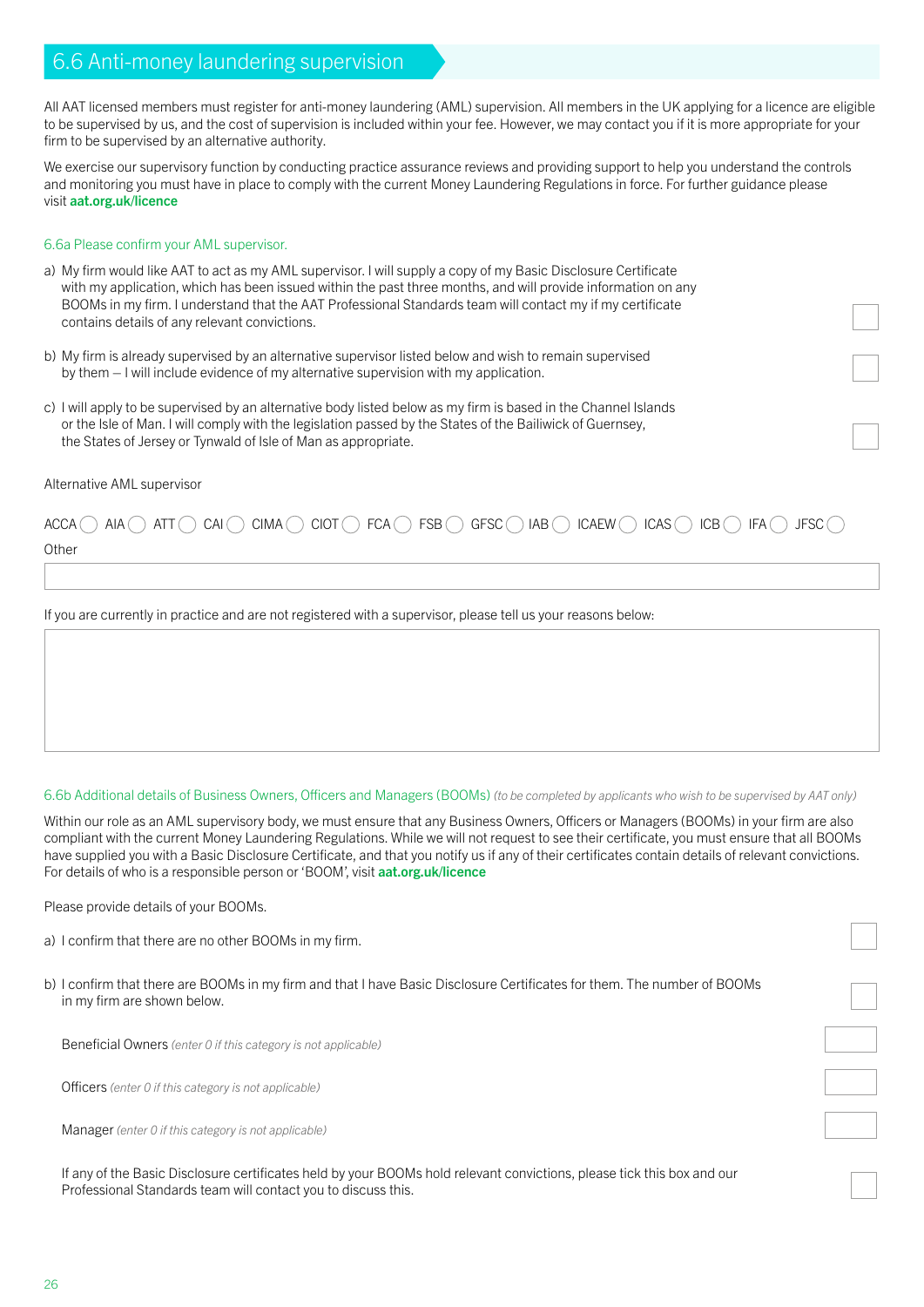## 6.6 Anti-money laundering supervision

All AAT licensed members must register for anti-money laundering (AML) supervision. All members in the UK applying for a licence are eligible to be supervised by us, and the cost of supervision is included within your fee. However, we may contact you if it is more appropriate for your firm to be supervised by an alternative authority.

We exercise our supervisory function by conducting practice assurance reviews and providing support to help you understand the controls and monitoring you must have in place to comply with the current Money Laundering Regulations in force. For further guidance please visit **aat.org.uk/licence**

### 6.6a Please confirm your AML supervisor.

a) My firm would like AAT to act as my AML supervisor. I will supply a copy of my Basic Disclosure Certificate with my application, which has been issued within the past three months, and will provide information on any BOOMs in my firm. I understand that the AAT Professional Standards team will contact my if my certificate contains details of any relevant convictions. ☐

b) My firm is already supervised by an alternative supervisor listed below and wish to remain supervised by them – I will include evidence of my alternative supervision with my application. ☐

c) I will apply to be supervised by an alternative body listed below as my firm is based in the Channel Islands or the Isle of Man. I will comply with the legislation passed by the States of the Bailiwick of Guernsey, the States of Jersey or Tynwald of Isle of Man as appropriate. ☐

Alternative AML supervisor

ACCA ◯ AIA ◯ ATT ◯ CAI ◯ CIMA ◯ CIOT ◯ FCA ◯ FSB ◯ GFSC ◯ IAB ◯ ICAEW ◯ ICAS ◯ ICB ◯ IFA ◯ JFSC ◯

Other

If you are currently in practice and are not registered with a supervisor, please tell us your reasons below:

### 6.6b Additional details of Business Owners, Officers and Managers (BOOMs) *(to be completed by applicants who wish to be supervised by AAT only)*

Within our role as an AML supervisory body, we must ensure that any Business Owners, Officers or Managers (BOOMs) in your firm are also compliant with the current Money Laundering Regulations. While we will not request to see their certificate, you must ensure that all BOOMs have supplied you with a Basic Disclosure Certificate, and that you notify us if any of their certificates contain details of relevant convictions. For details of who is a responsible person or 'BOOM', visit **aat.org.uk/licence**

Please provide details of your BOOMs.

a) I confirm that there are no other BOOMs in my firm. ☐

b) I confirm that there are BOOMs in my firm and that I have Basic Disclosure Certificates for them. The number of BOOMs in my firm are shown below. ☐

Beneficial Owners *(enter 0 if this category is not applicable)*

Officers *(enter 0 if this category is not applicable)*

Manager *(enter 0 if this category is not applicable)*

If any of the Basic Disclosure certificates held by your BOOMs hold relevant convictions, please tick this box and our Professional Standards team will contact you to discuss this. ☐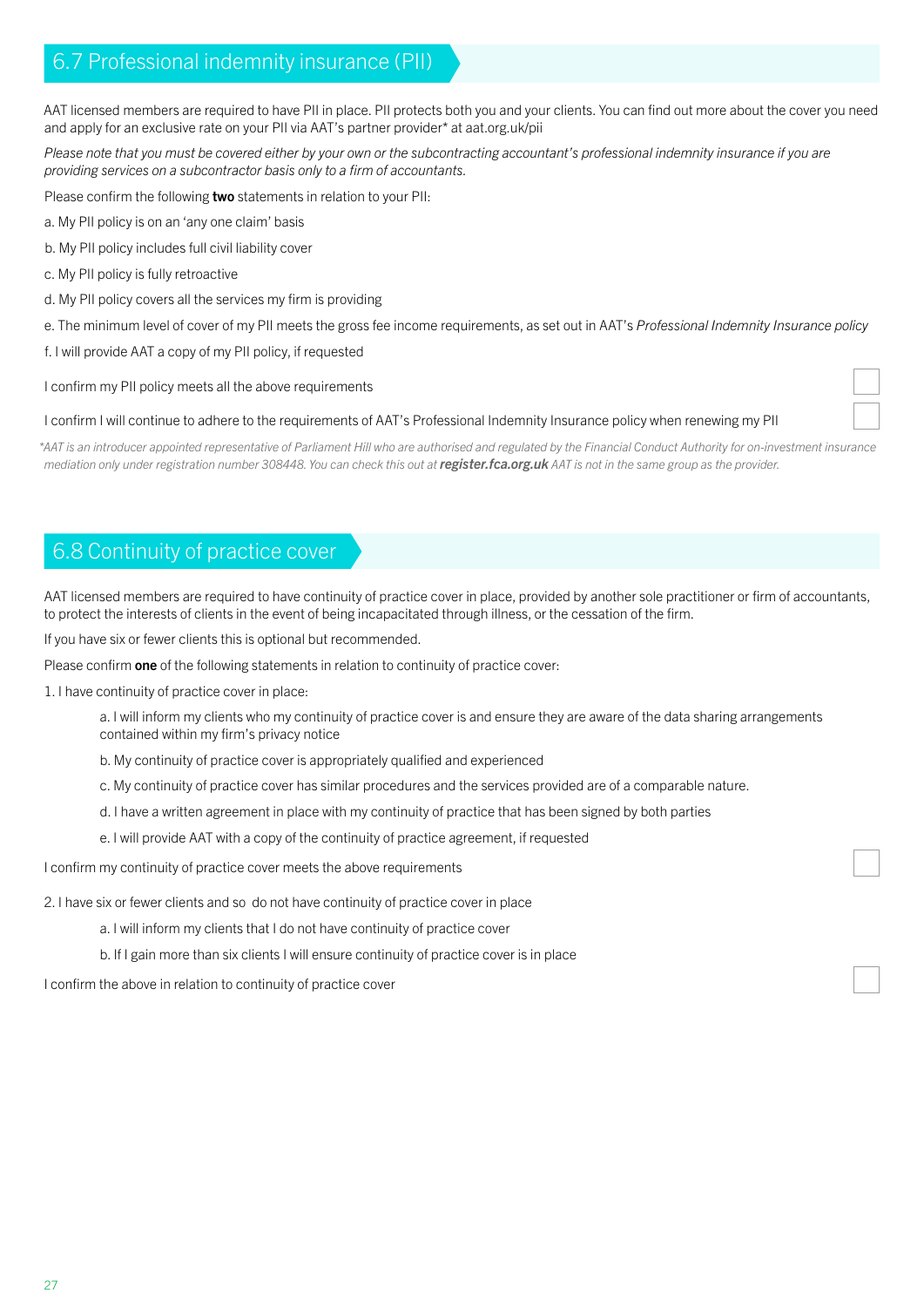## 6.7 Professional indemnity insurance (PII)

AAT licensed members are required to have PII in place. PII protects both you and your clients. You can find out more about the cover you need and apply for an exclusive rate on your PII via AAT's partner provider* at aat.org.uk/pii

*Please note that you must be covered either by your own or the subcontracting accountant's professional indemnity insurance if you are providing services on a subcontractor basis only to a firm of accountants.*

Please confirm the following **two** statements in relation to your PII:

a. My PII policy is on an 'any one claim' basis

b. My PII policy includes full civil liability cover

c. My PII policy is fully retroactive

d. My PII policy covers all the services my firm is providing

e. The minimum level of cover of my PII meets the gross fee income requirements, as set out in AAT's *Professional Indemnity Insurance policy*

f. I will provide AAT a copy of my PII policy, if requested

I confirm my PII policy meets all the above requirements ☐

I confirm I will continue to adhere to the requirements of AAT's Professional Indemnity Insurance policy when renewing my PII ☐

*\*AAT is an introducer appointed representative of Parliament Hill who are authorised and regulated by the Financial Conduct Authority for on-investment insurance mediation only under registration number 308448. You can check this out at **register.fca.org.uk** AAT is not in the same group as the provider.*

## 6.8 Continuity of practice cover

AAT licensed members are required to have continuity of practice cover in place, provided by another sole practitioner or firm of accountants, to protect the interests of clients in the event of being incapacitated through illness, or the cessation of the firm.

If you have six or fewer clients this is optional but recommended.

Please confirm **one** of the following statements in relation to continuity of practice cover:

1. I have continuity of practice cover in place:

    a. I will inform my clients who my continuity of practice cover is and ensure they are aware of the data sharing arrangements contained within my firm's privacy notice

    b. My continuity of practice cover is appropriately qualified and experienced

    c. My continuity of practice cover has similar procedures and the services provided are of a comparable nature.

    d. I have a written agreement in place with my continuity of practice that has been signed by both parties

    e. I will provide AAT with a copy of the continuity of practice agreement, if requested

I confirm my continuity of practice cover meets the above requirements ☐

2. I have six or fewer clients and so do not have continuity of practice cover in place

    a. I will inform my clients that I do not have continuity of practice cover

    b. If I gain more than six clients I will ensure continuity of practice cover is in place

I confirm the above in relation to continuity of practice cover ☐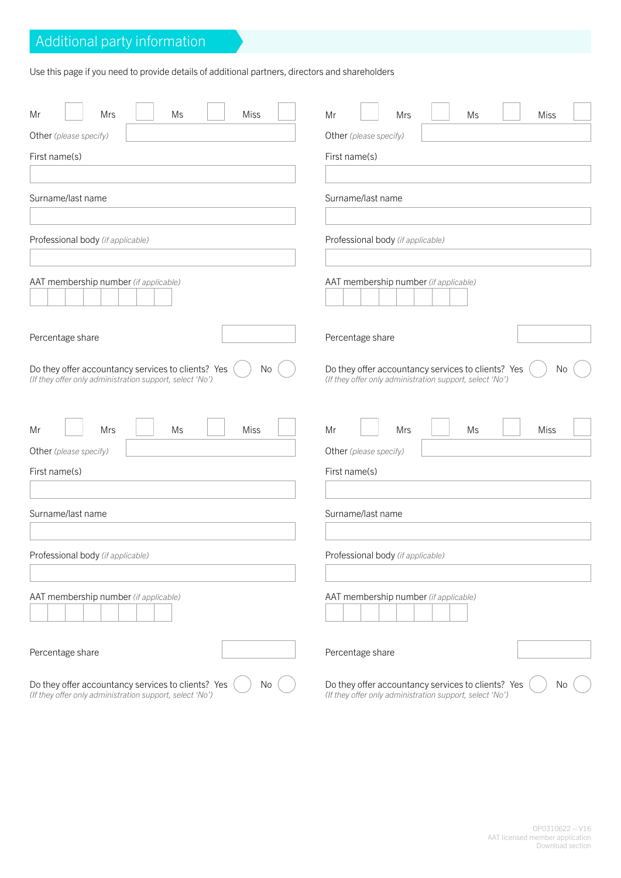## Additional party information

Use this page if you need to provide details of additional partners, directors and shareholders

Mr ☐ Mrs ☐ Ms ☐ Miss ☐

Other *(please specify)*

First name(s)

Surname/last name

Professional body *(if applicable)*

AAT membership number *(if applicable)*

Percentage share

Do they offer accountancy services to clients? Yes ○ No ○
*(If they offer only administration support, select 'No')*

Mr ☐ Mrs ☐ Ms ☐ Miss ☐

Other *(please specify)*

First name(s)

Surname/last name

Professional body *(if applicable)*

AAT membership number *(if applicable)*

Percentage share

Do they offer accountancy services to clients? Yes ○ No ○
*(If they offer only administration support, select 'No')*

Mr ☐ Mrs ☐ Ms ☐ Miss ☐

Other *(please specify)*

First name(s)

Surname/last name

Professional body *(if applicable)*

AAT membership number *(if applicable)*

Percentage share

Do they offer accountancy services to clients? Yes ○ No ○
*(If they offer only administration support, select 'No')*

Mr ☐ Mrs ☐ Ms ☐ Miss ☐

Other *(please specify)*

First name(s)

Surname/last name

Professional body *(if applicable)*

AAT membership number *(if applicable)*

Percentage share

Do they offer accountancy services to clients? Yes ○ No ○
*(If they offer only administration support, select 'No')*

OP0310622 – V16
AAT licensed member application
Download section